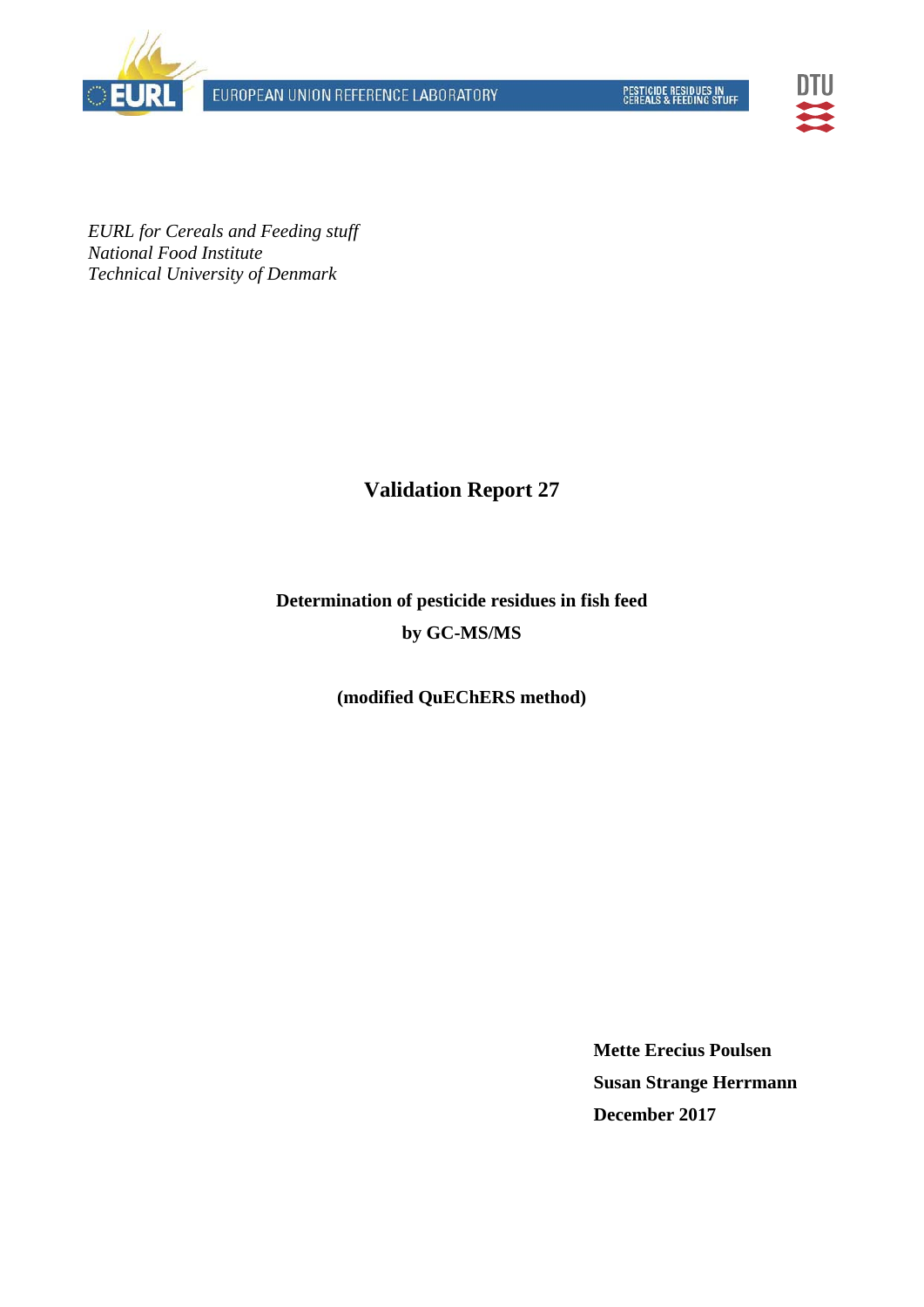EUROPEAN UNION REFERENCE LABORATORY

PESTICIDE RESIDUES IN CEREALS & FEEDING STUFF

*EURL for Cereals and Feeding stuff*
*National Food Institute*
*Technical University of Denmark*

# Validation Report 27

**Determination of pesticide residues in fish feed**

**by GC-MS/MS**

**(modified QuEChERS method)**

**Mette Erecius Poulsen**
**Susan Strange Herrmann**
**December 2017**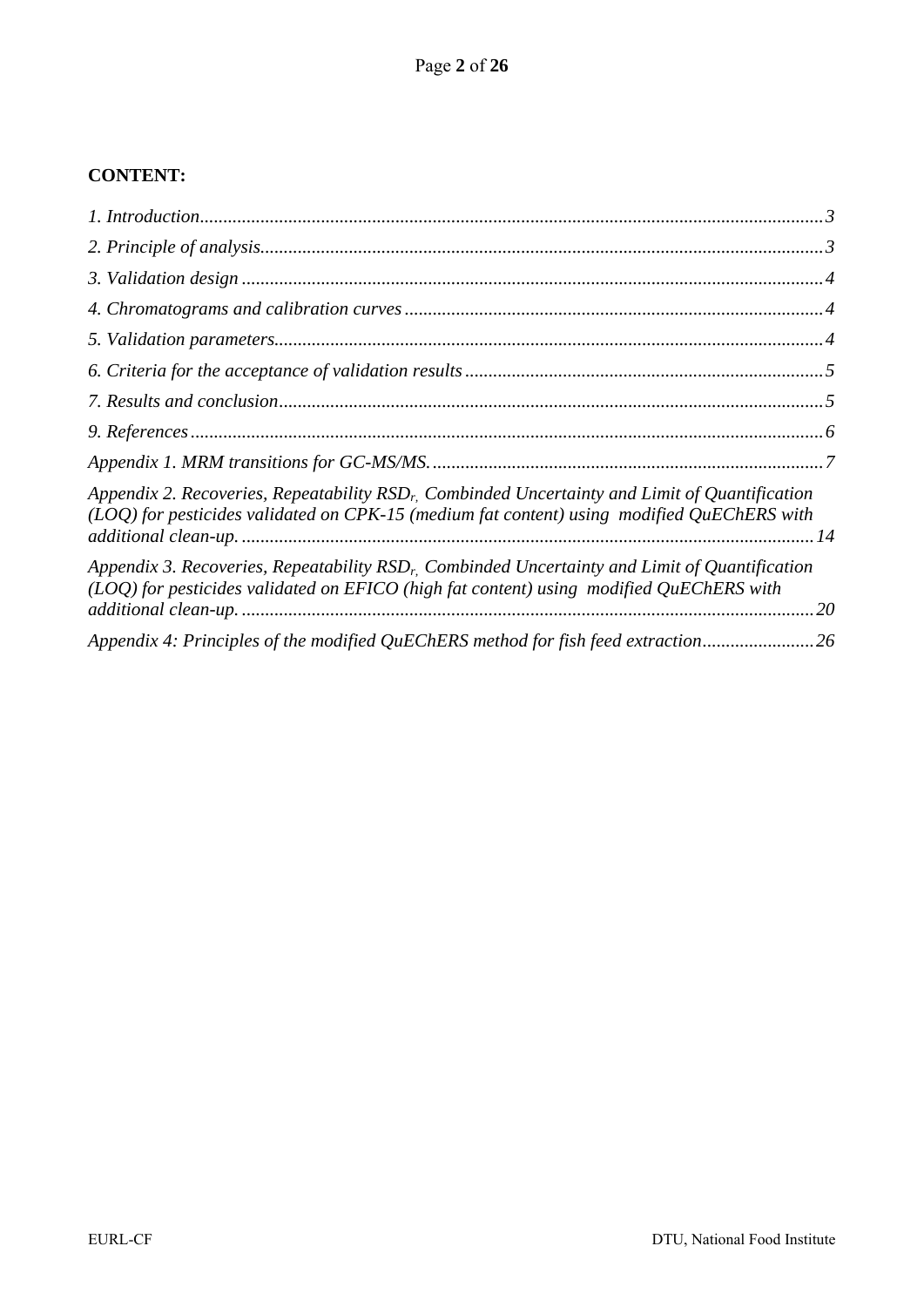**CONTENT:**

*1. Introduction......................................................................................................................3*

*2. Principle of analysis...........................................................................................................3*

*3. Validation design ..............................................................................................................4*

*4. Chromatograms and calibration curves ...........................................................................4*

*5. Validation parameters.......................................................................................................4*

*6. Criteria for the acceptance of validation results ..............................................................5*

*7. Results and conclusion......................................................................................................5*

*9. References .........................................................................................................................6*

*Appendix 1. MRM transitions for GC-MS/MS....................................................................7*

*Appendix 2. Recoveries, Repeatability $RSD_{r,}$ Combinded Uncertainty and Limit of Quantification (LOQ) for pesticides validated on CPK-15 (medium fat content) using modified QuEChERS with additional clean-up...........................................................................................................14*

*Appendix 3. Recoveries, Repeatability $RSD_{r,}$ Combinded Uncertainty and Limit of Quantification (LOQ) for pesticides validated on EFICO (high fat content) using modified QuEChERS with additional clean-up...........................................................................................................20*

*Appendix 4: Principles of the modified QuEChERS method for fish feed extraction........................26*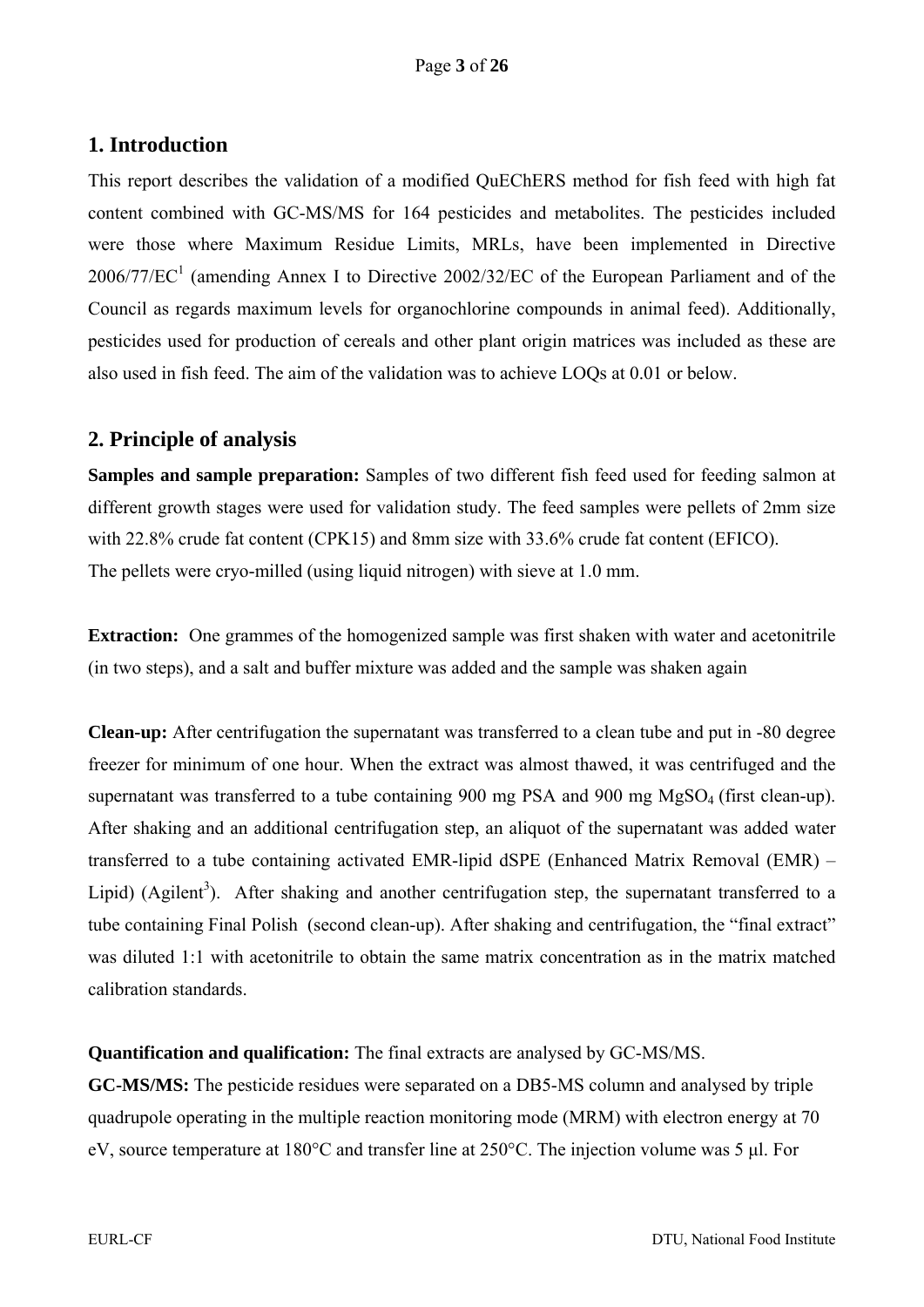## 1. Introduction

This report describes the validation of a modified QuEChERS method for fish feed with high fat content combined with GC-MS/MS for 164 pesticides and metabolites. The pesticides included were those where Maximum Residue Limits, MRLs, have been implemented in Directive 2006/77/EC[1] (amending Annex I to Directive 2002/32/EC of the European Parliament and of the Council as regards maximum levels for organochlorine compounds in animal feed). Additionally, pesticides used for production of cereals and other plant origin matrices was included as these are also used in fish feed. The aim of the validation was to achieve LOQs at 0.01 or below.

## 2. Principle of analysis

**Samples and sample preparation:** Samples of two different fish feed used for feeding salmon at different growth stages were used for validation study. The feed samples were pellets of 2mm size with 22.8% crude fat content (CPK15) and 8mm size with 33.6% crude fat content (EFICO). The pellets were cryo-milled (using liquid nitrogen) with sieve at 1.0 mm.

**Extraction:** One grammes of the homogenized sample was first shaken with water and acetonitrile (in two steps), and a salt and buffer mixture was added and the sample was shaken again

**Clean-up:** After centrifugation the supernatant was transferred to a clean tube and put in -80 degree freezer for minimum of one hour. When the extract was almost thawed, it was centrifuged and the supernatant was transferred to a tube containing 900 mg PSA and 900 mg $MgSO_4$ (first clean-up). After shaking and an additional centrifugation step, an aliquot of the supernatant was added water transferred to a tube containing activated EMR-lipid dSPE (Enhanced Matrix Removal (EMR) – Lipid) (Agilent[3]). After shaking and another centrifugation step, the supernatant transferred to a tube containing Final Polish (second clean-up). After shaking and centrifugation, the "final extract" was diluted 1:1 with acetonitrile to obtain the same matrix concentration as in the matrix matched calibration standards.

**Quantification and qualification:** The final extracts are analysed by GC-MS/MS.

**GC-MS/MS:** The pesticide residues were separated on a DB5-MS column and analysed by triple quadrupole operating in the multiple reaction monitoring mode (MRM) with electron energy at 70 eV, source temperature at 180°C and transfer line at 250°C. The injection volume was 5 µl. For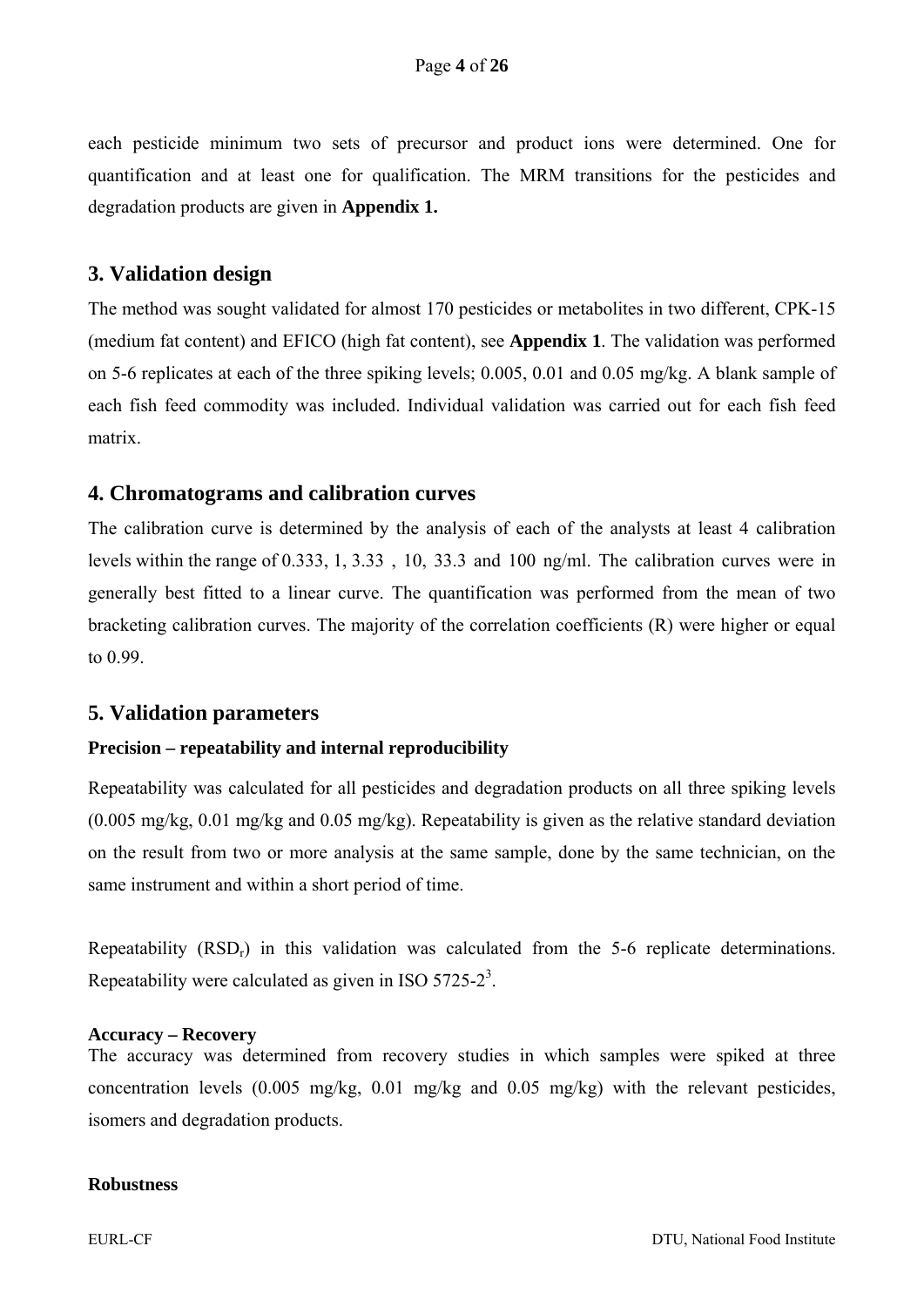each pesticide minimum two sets of precursor and product ions were determined. One for quantification and at least one for qualification. The MRM transitions for the pesticides and degradation products are given in **Appendix 1.**

## 3. Validation design

The method was sought validated for almost 170 pesticides or metabolites in two different, CPK-15 (medium fat content) and EFICO (high fat content), see **Appendix 1**. The validation was performed on 5-6 replicates at each of the three spiking levels; 0.005, 0.01 and 0.05 mg/kg. A blank sample of each fish feed commodity was included. Individual validation was carried out for each fish feed matrix.

## 4. Chromatograms and calibration curves

The calibration curve is determined by the analysis of each of the analysts at least 4 calibration levels within the range of 0.333, 1, 3.33 , 10, 33.3 and 100 ng/ml. The calibration curves were in generally best fitted to a linear curve. The quantification was performed from the mean of two bracketing calibration curves. The majority of the correlation coefficients (R) were higher or equal to 0.99.

## 5. Validation parameters

### Precision – repeatability and internal reproducibility

Repeatability was calculated for all pesticides and degradation products on all three spiking levels (0.005 mg/kg, 0.01 mg/kg and 0.05 mg/kg). Repeatability is given as the relative standard deviation on the result from two or more analysis at the same sample, done by the same technician, on the same instrument and within a short period of time.

Repeatability ($RSD_r$) in this validation was calculated from the 5-6 replicate determinations. Repeatability were calculated as given in ISO 5725-2[3].

### Accuracy – Recovery

The accuracy was determined from recovery studies in which samples were spiked at three concentration levels (0.005 mg/kg, 0.01 mg/kg and 0.05 mg/kg) with the relevant pesticides, isomers and degradation products.

### Robustness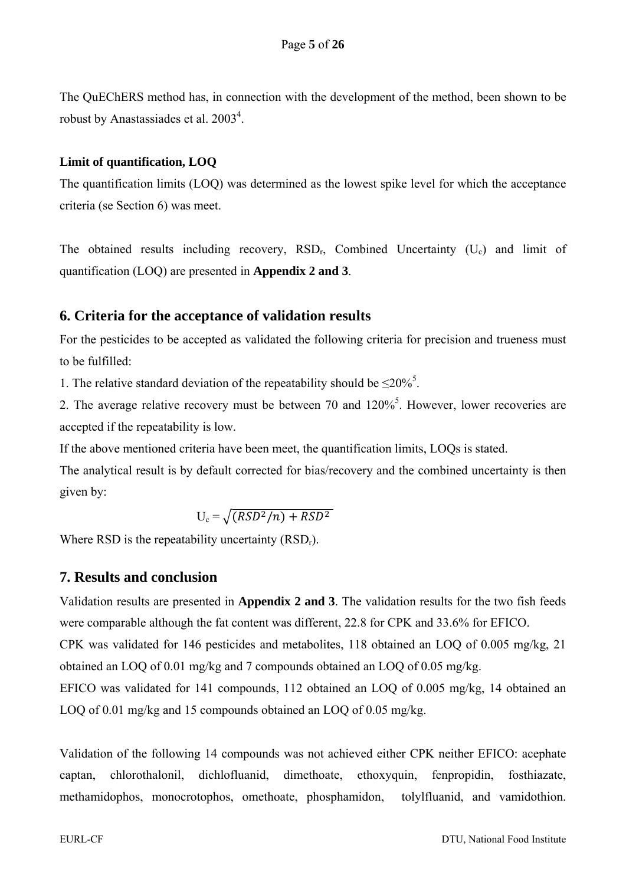The QuEChERS method has, in connection with the development of the method, been shown to be robust by Anastassiades et al. 2003[4].

**Limit of quantification, LOQ**

The quantification limits (LOQ) was determined as the lowest spike level for which the acceptance criteria (se Section 6) was meet.

The obtained results including recovery, $RSD_r$, Combined Uncertainty ($U_c$) and limit of quantification (LOQ) are presented in **Appendix 2 and 3**.

## 6. Criteria for the acceptance of validation results

For the pesticides to be accepted as validated the following criteria for precision and trueness must to be fulfilled:

1. The relative standard deviation of the repeatability should be ≤20%[5].
2. The average relative recovery must be between 70 and 120%[5]. However, lower recoveries are accepted if the repeatability is low.

If the above mentioned criteria have been meet, the quantification limits, LOQs is stated.

The analytical result is by default corrected for bias/recovery and the combined uncertainty is then given by:

$$U_c = \sqrt{(RSD^2/n) + RSD^2}$$

Where RSD is the repeatability uncertainty ($RSD_r$).

## 7. Results and conclusion

Validation results are presented in **Appendix 2 and 3**. The validation results for the two fish feeds were comparable although the fat content was different, 22.8 for CPK and 33.6% for EFICO.

CPK was validated for 146 pesticides and metabolites, 118 obtained an LOQ of 0.005 mg/kg, 21 obtained an LOQ of 0.01 mg/kg and 7 compounds obtained an LOQ of 0.05 mg/kg.

EFICO was validated for 141 compounds, 112 obtained an LOQ of 0.005 mg/kg, 14 obtained an LOQ of 0.01 mg/kg and 15 compounds obtained an LOQ of 0.05 mg/kg.

Validation of the following 14 compounds was not achieved either CPK neither EFICO: acephate captan, chlorothalonil, dichlofluanid, dimethoate, ethoxyquin, fenpropidin, fosthiazate, methamidophos, monocrotophos, omethoate, phosphamidon, tolylfluanid, and vamidothion.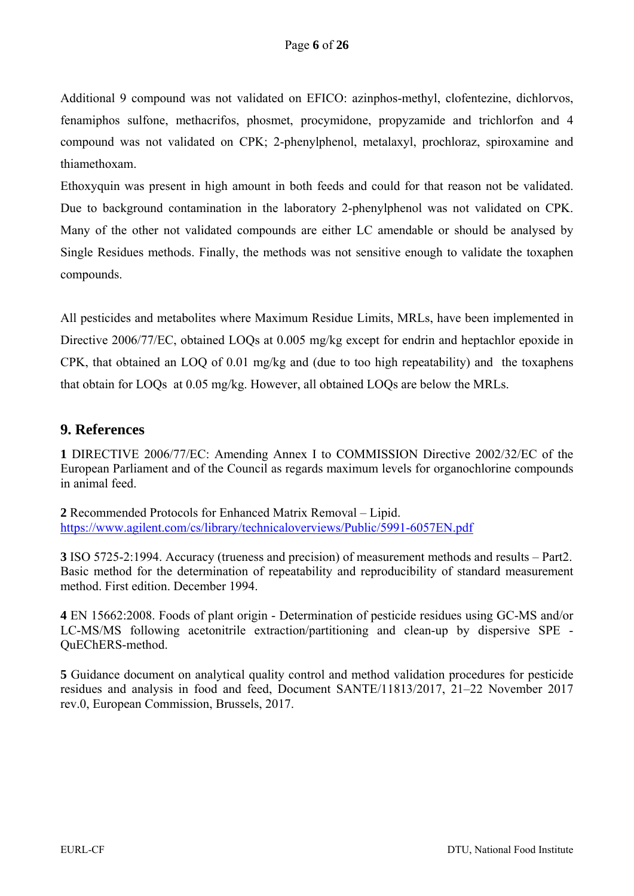Additional 9 compound was not validated on EFICO: azinphos-methyl, clofentezine, dichlorvos, fenamiphos sulfone, methacrifos, phosmet, procymidone, propyzamide and trichlorfon and 4 compound was not validated on CPK; 2-phenylphenol, metalaxyl, prochloraz, spiroxamine and thiamethoxam.

Ethoxyquin was present in high amount in both feeds and could for that reason not be validated. Due to background contamination in the laboratory 2-phenylphenol was not validated on CPK. Many of the other not validated compounds are either LC amendable or should be analysed by Single Residues methods. Finally, the methods was not sensitive enough to validate the toxaphen compounds.

All pesticides and metabolites where Maximum Residue Limits, MRLs, have been implemented in Directive 2006/77/EC, obtained LOQs at 0.005 mg/kg except for endrin and heptachlor epoxide in CPK, that obtained an LOQ of 0.01 mg/kg and (due to too high repeatability) and the toxaphens that obtain for LOQs at 0.05 mg/kg. However, all obtained LOQs are below the MRLs.

## 9. References

**1** DIRECTIVE 2006/77/EC: Amending Annex I to COMMISSION Directive 2002/32/EC of the European Parliament and of the Council as regards maximum levels for organochlorine compounds in animal feed.

**2** Recommended Protocols for Enhanced Matrix Removal – Lipid. https://www.agilent.com/cs/library/technicaloverviews/Public/5991-6057EN.pdf

**3** ISO 5725-2:1994. Accuracy (trueness and precision) of measurement methods and results – Part2. Basic method for the determination of repeatability and reproducibility of standard measurement method. First edition. December 1994.

**4** EN 15662:2008. Foods of plant origin - Determination of pesticide residues using GC-MS and/or LC-MS/MS following acetonitrile extraction/partitioning and clean-up by dispersive SPE - QuEChERS-method.

**5** Guidance document on analytical quality control and method validation procedures for pesticide residues and analysis in food and feed, Document SANTE/11813/2017, 21–22 November 2017 rev.0, European Commission, Brussels, 2017.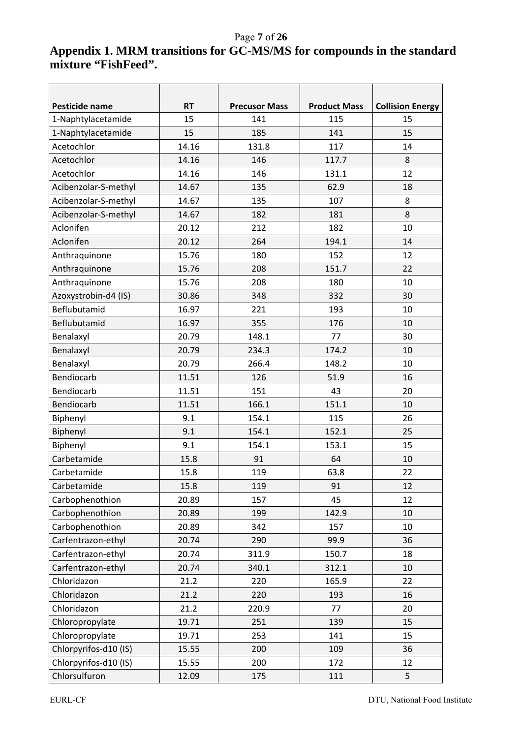## Appendix 1. MRM transitions for GC-MS/MS for compounds in the standard mixture "FishFeed".

| Pesticide name | RT | Precusor Mass | Product Mass | Collision Energy |
|---|---|---|---|---|
| 1-Naphtylacetamide | 15 | 141 | 115 | 15 |
| 1-Naphtylacetamide | 15 | 185 | 141 | 15 |
| Acetochlor | 14.16 | 131.8 | 117 | 14 |
| Acetochlor | 14.16 | 146 | 117.7 | 8 |
| Acetochlor | 14.16 | 146 | 131.1 | 12 |
| Acibenzolar-S-methyl | 14.67 | 135 | 62.9 | 18 |
| Acibenzolar-S-methyl | 14.67 | 135 | 107 | 8 |
| Acibenzolar-S-methyl | 14.67 | 182 | 181 | 8 |
| Aclonifen | 20.12 | 212 | 182 | 10 |
| Aclonifen | 20.12 | 264 | 194.1 | 14 |
| Anthraquinone | 15.76 | 180 | 152 | 12 |
| Anthraquinone | 15.76 | 208 | 151.7 | 22 |
| Anthraquinone | 15.76 | 208 | 180 | 10 |
| Azoxystrobin-d4 (IS) | 30.86 | 348 | 332 | 30 |
| Beflubutamid | 16.97 | 221 | 193 | 10 |
| Beflubutamid | 16.97 | 355 | 176 | 10 |
| Benalaxyl | 20.79 | 148.1 | 77 | 30 |
| Benalaxyl | 20.79 | 234.3 | 174.2 | 10 |
| Benalaxyl | 20.79 | 266.4 | 148.2 | 10 |
| Bendiocarb | 11.51 | 126 | 51.9 | 16 |
| Bendiocarb | 11.51 | 151 | 43 | 20 |
| Bendiocarb | 11.51 | 166.1 | 151.1 | 10 |
| Biphenyl | 9.1 | 154.1 | 115 | 26 |
| Biphenyl | 9.1 | 154.1 | 152.1 | 25 |
| Biphenyl | 9.1 | 154.1 | 153.1 | 15 |
| Carbetamide | 15.8 | 91 | 64 | 10 |
| Carbetamide | 15.8 | 119 | 63.8 | 22 |
| Carbetamide | 15.8 | 119 | 91 | 12 |
| Carbophenothion | 20.89 | 157 | 45 | 12 |
| Carbophenothion | 20.89 | 199 | 142.9 | 10 |
| Carbophenothion | 20.89 | 342 | 157 | 10 |
| Carfentrazon-ethyl | 20.74 | 290 | 99.9 | 36 |
| Carfentrazon-ethyl | 20.74 | 311.9 | 150.7 | 18 |
| Carfentrazon-ethyl | 20.74 | 340.1 | 312.1 | 10 |
| Chloridazon | 21.2 | 220 | 165.9 | 22 |
| Chloridazon | 21.2 | 220 | 193 | 16 |
| Chloridazon | 21.2 | 220.9 | 77 | 20 |
| Chloropropylate | 19.71 | 251 | 139 | 15 |
| Chloropropylate | 19.71 | 253 | 141 | 15 |
| Chlorpyrifos-d10 (IS) | 15.55 | 200 | 109 | 36 |
| Chlorpyrifos-d10 (IS) | 15.55 | 200 | 172 | 12 |
| Chlorsulfuron | 12.09 | 175 | 111 | 5 |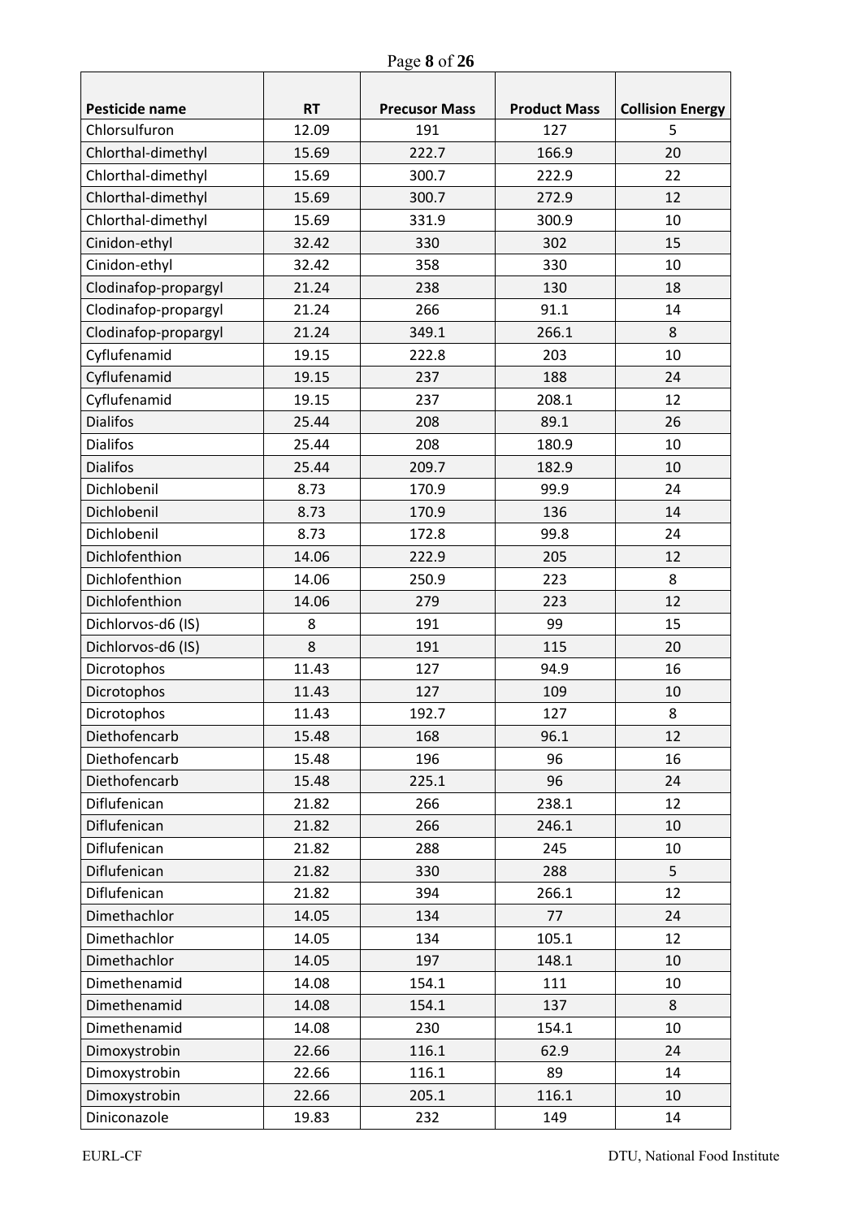| Pesticide name | RT | Precusor Mass | Product Mass | Collision Energy |
|---|---|---|---|---|
| Chlorsulfuron | 12.09 | 191 | 127 | 5 |
| Chlorthal-dimethyl | 15.69 | 222.7 | 166.9 | 20 |
| Chlorthal-dimethyl | 15.69 | 300.7 | 222.9 | 22 |
| Chlorthal-dimethyl | 15.69 | 300.7 | 272.9 | 12 |
| Chlorthal-dimethyl | 15.69 | 331.9 | 300.9 | 10 |
| Cinidon-ethyl | 32.42 | 330 | 302 | 15 |
| Cinidon-ethyl | 32.42 | 358 | 330 | 10 |
| Clodinafop-propargyl | 21.24 | 238 | 130 | 18 |
| Clodinafop-propargyl | 21.24 | 266 | 91.1 | 14 |
| Clodinafop-propargyl | 21.24 | 349.1 | 266.1 | 8 |
| Cyflufenamid | 19.15 | 222.8 | 203 | 10 |
| Cyflufenamid | 19.15 | 237 | 188 | 24 |
| Cyflufenamid | 19.15 | 237 | 208.1 | 12 |
| Dialifos | 25.44 | 208 | 89.1 | 26 |
| Dialifos | 25.44 | 208 | 180.9 | 10 |
| Dialifos | 25.44 | 209.7 | 182.9 | 10 |
| Dichlobenil | 8.73 | 170.9 | 99.9 | 24 |
| Dichlobenil | 8.73 | 170.9 | 136 | 14 |
| Dichlobenil | 8.73 | 172.8 | 99.8 | 24 |
| Dichlofenthion | 14.06 | 222.9 | 205 | 12 |
| Dichlofenthion | 14.06 | 250.9 | 223 | 8 |
| Dichlofenthion | 14.06 | 279 | 223 | 12 |
| Dichlorvos-d6 (IS) | 8 | 191 | 99 | 15 |
| Dichlorvos-d6 (IS) | 8 | 191 | 115 | 20 |
| Dicrotophos | 11.43 | 127 | 94.9 | 16 |
| Dicrotophos | 11.43 | 127 | 109 | 10 |
| Dicrotophos | 11.43 | 192.7 | 127 | 8 |
| Diethofencarb | 15.48 | 168 | 96.1 | 12 |
| Diethofencarb | 15.48 | 196 | 96 | 16 |
| Diethofencarb | 15.48 | 225.1 | 96 | 24 |
| Diflufenican | 21.82 | 266 | 238.1 | 12 |
| Diflufenican | 21.82 | 266 | 246.1 | 10 |
| Diflufenican | 21.82 | 288 | 245 | 10 |
| Diflufenican | 21.82 | 330 | 288 | 5 |
| Diflufenican | 21.82 | 394 | 266.1 | 12 |
| Dimethachlor | 14.05 | 134 | 77 | 24 |
| Dimethachlor | 14.05 | 134 | 105.1 | 12 |
| Dimethachlor | 14.05 | 197 | 148.1 | 10 |
| Dimethenamid | 14.08 | 154.1 | 111 | 10 |
| Dimethenamid | 14.08 | 154.1 | 137 | 8 |
| Dimethenamid | 14.08 | 230 | 154.1 | 10 |
| Dimoxystrobin | 22.66 | 116.1 | 62.9 | 24 |
| Dimoxystrobin | 22.66 | 116.1 | 89 | 14 |
| Dimoxystrobin | 22.66 | 205.1 | 116.1 | 10 |
| Diniconazole | 19.83 | 232 | 149 | 14 |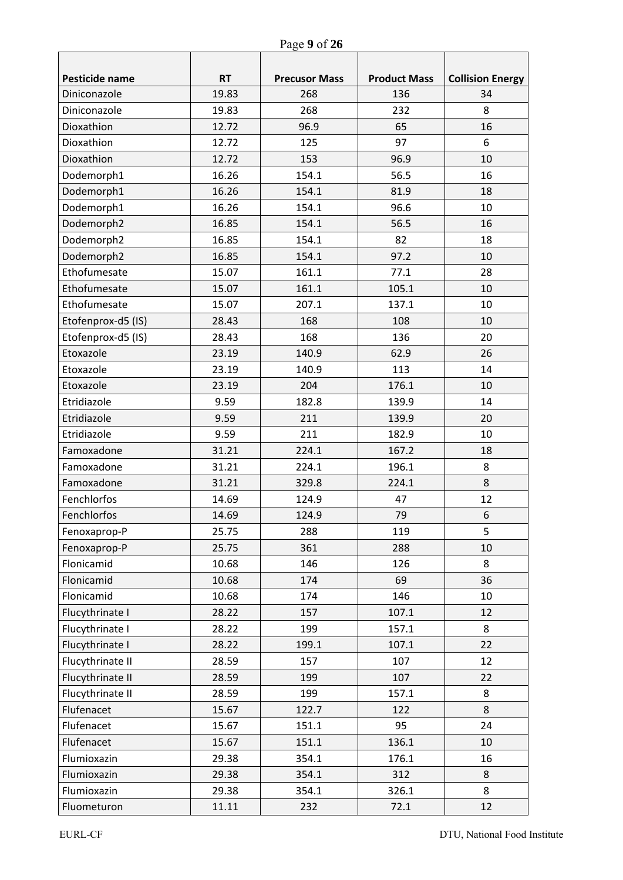| Pesticide name | RT | Precusor Mass | Product Mass | Collision Energy |
|---|---|---|---|---|
| Diniconazole | 19.83 | 268 | 136 | 34 |
| Diniconazole | 19.83 | 268 | 232 | 8 |
| Dioxathion | 12.72 | 96.9 | 65 | 16 |
| Dioxathion | 12.72 | 125 | 97 | 6 |
| Dioxathion | 12.72 | 153 | 96.9 | 10 |
| Dodemorph1 | 16.26 | 154.1 | 56.5 | 16 |
| Dodemorph1 | 16.26 | 154.1 | 81.9 | 18 |
| Dodemorph1 | 16.26 | 154.1 | 96.6 | 10 |
| Dodemorph2 | 16.85 | 154.1 | 56.5 | 16 |
| Dodemorph2 | 16.85 | 154.1 | 82 | 18 |
| Dodemorph2 | 16.85 | 154.1 | 97.2 | 10 |
| Ethofumesate | 15.07 | 161.1 | 77.1 | 28 |
| Ethofumesate | 15.07 | 161.1 | 105.1 | 10 |
| Ethofumesate | 15.07 | 207.1 | 137.1 | 10 |
| Etofenprox-d5 (IS) | 28.43 | 168 | 108 | 10 |
| Etofenprox-d5 (IS) | 28.43 | 168 | 136 | 20 |
| Etoxazole | 23.19 | 140.9 | 62.9 | 26 |
| Etoxazole | 23.19 | 140.9 | 113 | 14 |
| Etoxazole | 23.19 | 204 | 176.1 | 10 |
| Etridiazole | 9.59 | 182.8 | 139.9 | 14 |
| Etridiazole | 9.59 | 211 | 139.9 | 20 |
| Etridiazole | 9.59 | 211 | 182.9 | 10 |
| Famoxadone | 31.21 | 224.1 | 167.2 | 18 |
| Famoxadone | 31.21 | 224.1 | 196.1 | 8 |
| Famoxadone | 31.21 | 329.8 | 224.1 | 8 |
| Fenchlorfos | 14.69 | 124.9 | 47 | 12 |
| Fenchlorfos | 14.69 | 124.9 | 79 | 6 |
| Fenoxaprop-P | 25.75 | 288 | 119 | 5 |
| Fenoxaprop-P | 25.75 | 361 | 288 | 10 |
| Flonicamid | 10.68 | 146 | 126 | 8 |
| Flonicamid | 10.68 | 174 | 69 | 36 |
| Flonicamid | 10.68 | 174 | 146 | 10 |
| Flucythrinate I | 28.22 | 157 | 107.1 | 12 |
| Flucythrinate I | 28.22 | 199 | 157.1 | 8 |
| Flucythrinate I | 28.22 | 199.1 | 107.1 | 22 |
| Flucythrinate II | 28.59 | 157 | 107 | 12 |
| Flucythrinate II | 28.59 | 199 | 107 | 22 |
| Flucythrinate II | 28.59 | 199 | 157.1 | 8 |
| Flufenacet | 15.67 | 122.7 | 122 | 8 |
| Flufenacet | 15.67 | 151.1 | 95 | 24 |
| Flufenacet | 15.67 | 151.1 | 136.1 | 10 |
| Flumioxazin | 29.38 | 354.1 | 176.1 | 16 |
| Flumioxazin | 29.38 | 354.1 | 312 | 8 |
| Flumioxazin | 29.38 | 354.1 | 326.1 | 8 |
| Fluometuron | 11.11 | 232 | 72.1 | 12 |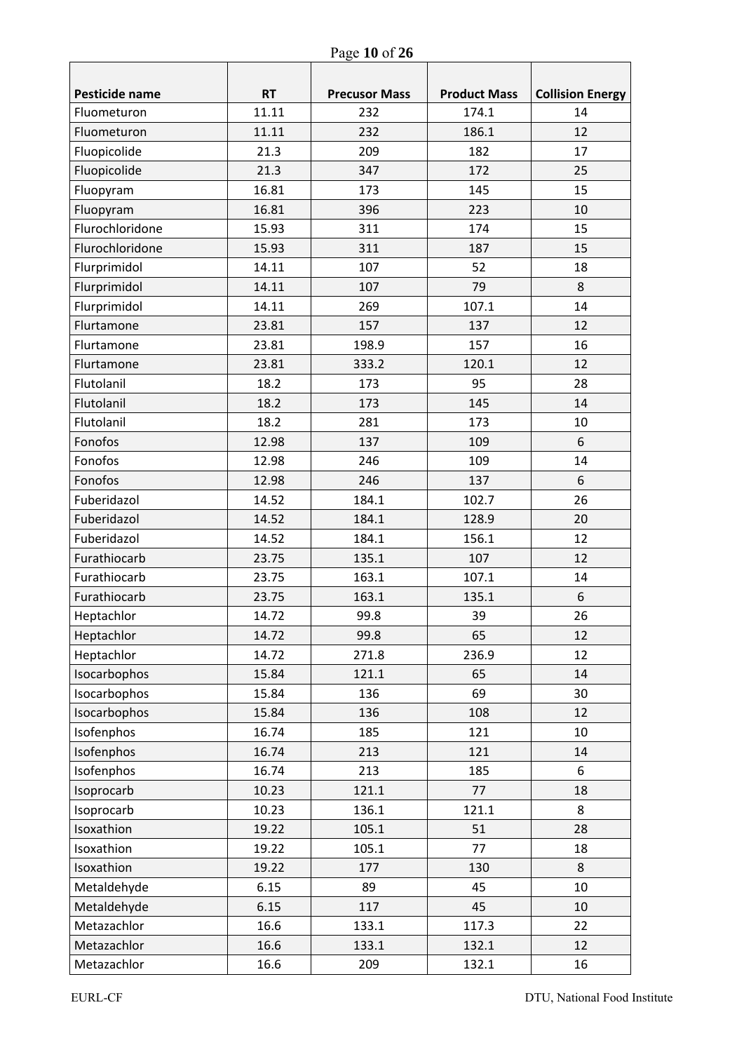| Pesticide name | RT | Precusor Mass | Product Mass | Collision Energy |
|---|---|---|---|---|
| Fluometuron | 11.11 | 232 | 174.1 | 14 |
| Fluometuron | 11.11 | 232 | 186.1 | 12 |
| Fluopicolide | 21.3 | 209 | 182 | 17 |
| Fluopicolide | 21.3 | 347 | 172 | 25 |
| Fluopyram | 16.81 | 173 | 145 | 15 |
| Fluopyram | 16.81 | 396 | 223 | 10 |
| Flurochloridone | 15.93 | 311 | 174 | 15 |
| Flurochloridone | 15.93 | 311 | 187 | 15 |
| Flurprimidol | 14.11 | 107 | 52 | 18 |
| Flurprimidol | 14.11 | 107 | 79 | 8 |
| Flurprimidol | 14.11 | 269 | 107.1 | 14 |
| Flurtamone | 23.81 | 157 | 137 | 12 |
| Flurtamone | 23.81 | 198.9 | 157 | 16 |
| Flurtamone | 23.81 | 333.2 | 120.1 | 12 |
| Flutolanil | 18.2 | 173 | 95 | 28 |
| Flutolanil | 18.2 | 173 | 145 | 14 |
| Flutolanil | 18.2 | 281 | 173 | 10 |
| Fonofos | 12.98 | 137 | 109 | 6 |
| Fonofos | 12.98 | 246 | 109 | 14 |
| Fonofos | 12.98 | 246 | 137 | 6 |
| Fuberidazol | 14.52 | 184.1 | 102.7 | 26 |
| Fuberidazol | 14.52 | 184.1 | 128.9 | 20 |
| Fuberidazol | 14.52 | 184.1 | 156.1 | 12 |
| Furathiocarb | 23.75 | 135.1 | 107 | 12 |
| Furathiocarb | 23.75 | 163.1 | 107.1 | 14 |
| Furathiocarb | 23.75 | 163.1 | 135.1 | 6 |
| Heptachlor | 14.72 | 99.8 | 39 | 26 |
| Heptachlor | 14.72 | 99.8 | 65 | 12 |
| Heptachlor | 14.72 | 271.8 | 236.9 | 12 |
| Isocarbophos | 15.84 | 121.1 | 65 | 14 |
| Isocarbophos | 15.84 | 136 | 69 | 30 |
| Isocarbophos | 15.84 | 136 | 108 | 12 |
| Isofenphos | 16.74 | 185 | 121 | 10 |
| Isofenphos | 16.74 | 213 | 121 | 14 |
| Isofenphos | 16.74 | 213 | 185 | 6 |
| Isoprocarb | 10.23 | 121.1 | 77 | 18 |
| Isoprocarb | 10.23 | 136.1 | 121.1 | 8 |
| Isoxathion | 19.22 | 105.1 | 51 | 28 |
| Isoxathion | 19.22 | 105.1 | 77 | 18 |
| Isoxathion | 19.22 | 177 | 130 | 8 |
| Metaldehyde | 6.15 | 89 | 45 | 10 |
| Metaldehyde | 6.15 | 117 | 45 | 10 |
| Metazachlor | 16.6 | 133.1 | 117.3 | 22 |
| Metazachlor | 16.6 | 133.1 | 132.1 | 12 |
| Metazachlor | 16.6 | 209 | 132.1 | 16 |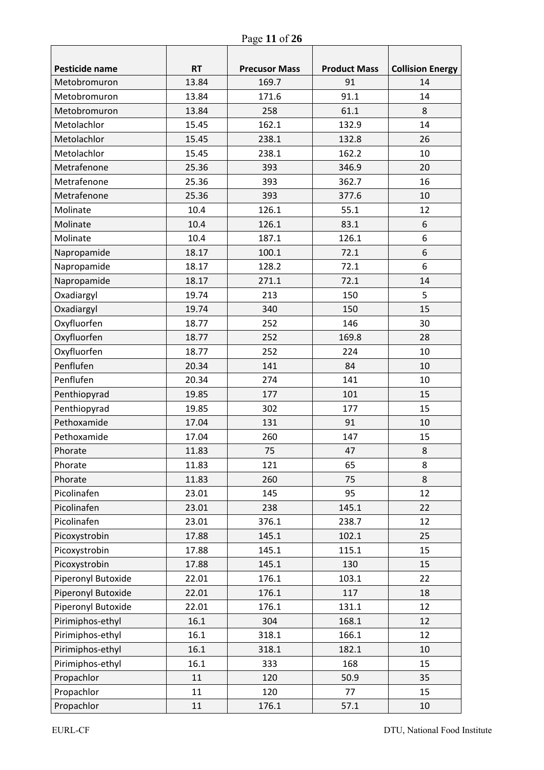| Pesticide name | RT | Precusor Mass | Product Mass | Collision Energy |
|---|---|---|---|---|
| Metobromuron | 13.84 | 169.7 | 91 | 14 |
| Metobromuron | 13.84 | 171.6 | 91.1 | 14 |
| Metobromuron | 13.84 | 258 | 61.1 | 8 |
| Metolachlor | 15.45 | 162.1 | 132.9 | 14 |
| Metolachlor | 15.45 | 238.1 | 132.8 | 26 |
| Metolachlor | 15.45 | 238.1 | 162.2 | 10 |
| Metrafenone | 25.36 | 393 | 346.9 | 20 |
| Metrafenone | 25.36 | 393 | 362.7 | 16 |
| Metrafenone | 25.36 | 393 | 377.6 | 10 |
| Molinate | 10.4 | 126.1 | 55.1 | 12 |
| Molinate | 10.4 | 126.1 | 83.1 | 6 |
| Molinate | 10.4 | 187.1 | 126.1 | 6 |
| Napropamide | 18.17 | 100.1 | 72.1 | 6 |
| Napropamide | 18.17 | 128.2 | 72.1 | 6 |
| Napropamide | 18.17 | 271.1 | 72.1 | 14 |
| Oxadiargyl | 19.74 | 213 | 150 | 5 |
| Oxadiargyl | 19.74 | 340 | 150 | 15 |
| Oxyfluorfen | 18.77 | 252 | 146 | 30 |
| Oxyfluorfen | 18.77 | 252 | 169.8 | 28 |
| Oxyfluorfen | 18.77 | 252 | 224 | 10 |
| Penflufen | 20.34 | 141 | 84 | 10 |
| Penflufen | 20.34 | 274 | 141 | 10 |
| Penthiopyrad | 19.85 | 177 | 101 | 15 |
| Penthiopyrad | 19.85 | 302 | 177 | 15 |
| Pethoxamide | 17.04 | 131 | 91 | 10 |
| Pethoxamide | 17.04 | 260 | 147 | 15 |
| Phorate | 11.83 | 75 | 47 | 8 |
| Phorate | 11.83 | 121 | 65 | 8 |
| Phorate | 11.83 | 260 | 75 | 8 |
| Picolinafen | 23.01 | 145 | 95 | 12 |
| Picolinafen | 23.01 | 238 | 145.1 | 22 |
| Picolinafen | 23.01 | 376.1 | 238.7 | 12 |
| Picoxystrobin | 17.88 | 145.1 | 102.1 | 25 |
| Picoxystrobin | 17.88 | 145.1 | 115.1 | 15 |
| Picoxystrobin | 17.88 | 145.1 | 130 | 15 |
| Piperonyl Butoxide | 22.01 | 176.1 | 103.1 | 22 |
| Piperonyl Butoxide | 22.01 | 176.1 | 117 | 18 |
| Piperonyl Butoxide | 22.01 | 176.1 | 131.1 | 12 |
| Pirimiphos-ethyl | 16.1 | 304 | 168.1 | 12 |
| Pirimiphos-ethyl | 16.1 | 318.1 | 166.1 | 12 |
| Pirimiphos-ethyl | 16.1 | 318.1 | 182.1 | 10 |
| Pirimiphos-ethyl | 16.1 | 333 | 168 | 15 |
| Propachlor | 11 | 120 | 50.9 | 35 |
| Propachlor | 11 | 120 | 77 | 15 |
| Propachlor | 11 | 176.1 | 57.1 | 10 |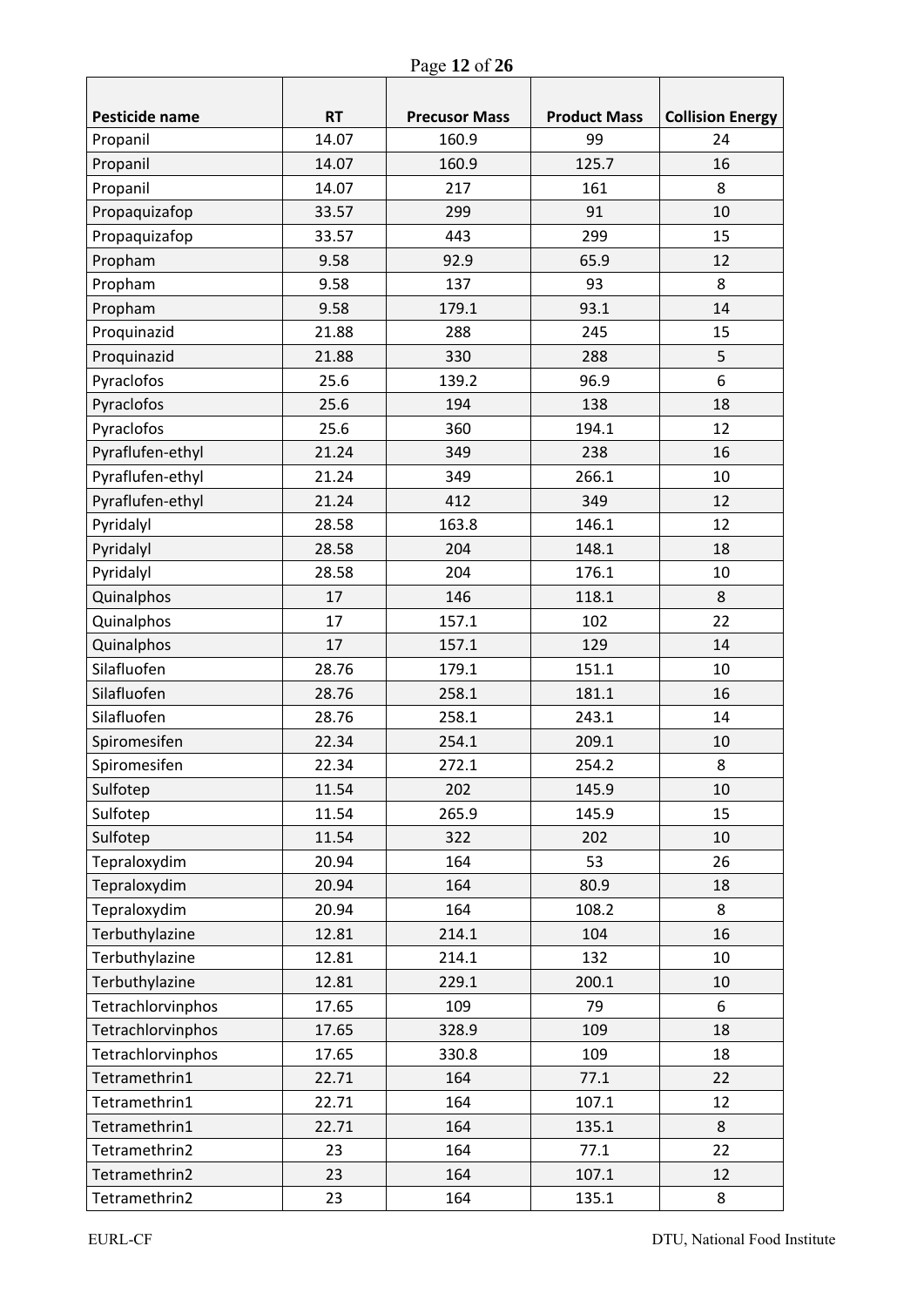| Pesticide name | RT | Precusor Mass | Product Mass | Collision Energy |
|---|---|---|---|---|
| Propanil | 14.07 | 160.9 | 99 | 24 |
| Propanil | 14.07 | 160.9 | 125.7 | 16 |
| Propanil | 14.07 | 217 | 161 | 8 |
| Propaquizafop | 33.57 | 299 | 91 | 10 |
| Propaquizafop | 33.57 | 443 | 299 | 15 |
| Propham | 9.58 | 92.9 | 65.9 | 12 |
| Propham | 9.58 | 137 | 93 | 8 |
| Propham | 9.58 | 179.1 | 93.1 | 14 |
| Proquinazid | 21.88 | 288 | 245 | 15 |
| Proquinazid | 21.88 | 330 | 288 | 5 |
| Pyraclofos | 25.6 | 139.2 | 96.9 | 6 |
| Pyraclofos | 25.6 | 194 | 138 | 18 |
| Pyraclofos | 25.6 | 360 | 194.1 | 12 |
| Pyraflufen-ethyl | 21.24 | 349 | 238 | 16 |
| Pyraflufen-ethyl | 21.24 | 349 | 266.1 | 10 |
| Pyraflufen-ethyl | 21.24 | 412 | 349 | 12 |
| Pyridalyl | 28.58 | 163.8 | 146.1 | 12 |
| Pyridalyl | 28.58 | 204 | 148.1 | 18 |
| Pyridalyl | 28.58 | 204 | 176.1 | 10 |
| Quinalphos | 17 | 146 | 118.1 | 8 |
| Quinalphos | 17 | 157.1 | 102 | 22 |
| Quinalphos | 17 | 157.1 | 129 | 14 |
| Silafluofen | 28.76 | 179.1 | 151.1 | 10 |
| Silafluofen | 28.76 | 258.1 | 181.1 | 16 |
| Silafluofen | 28.76 | 258.1 | 243.1 | 14 |
| Spiromesifen | 22.34 | 254.1 | 209.1 | 10 |
| Spiromesifen | 22.34 | 272.1 | 254.2 | 8 |
| Sulfotep | 11.54 | 202 | 145.9 | 10 |
| Sulfotep | 11.54 | 265.9 | 145.9 | 15 |
| Sulfotep | 11.54 | 322 | 202 | 10 |
| Tepraloxydim | 20.94 | 164 | 53 | 26 |
| Tepraloxydim | 20.94 | 164 | 80.9 | 18 |
| Tepraloxydim | 20.94 | 164 | 108.2 | 8 |
| Terbuthylazine | 12.81 | 214.1 | 104 | 16 |
| Terbuthylazine | 12.81 | 214.1 | 132 | 10 |
| Terbuthylazine | 12.81 | 229.1 | 200.1 | 10 |
| Tetrachlorvinphos | 17.65 | 109 | 79 | 6 |
| Tetrachlorvinphos | 17.65 | 328.9 | 109 | 18 |
| Tetrachlorvinphos | 17.65 | 330.8 | 109 | 18 |
| Tetramethrin1 | 22.71 | 164 | 77.1 | 22 |
| Tetramethrin1 | 22.71 | 164 | 107.1 | 12 |
| Tetramethrin1 | 22.71 | 164 | 135.1 | 8 |
| Tetramethrin2 | 23 | 164 | 77.1 | 22 |
| Tetramethrin2 | 23 | 164 | 107.1 | 12 |
| Tetramethrin2 | 23 | 164 | 135.1 | 8 |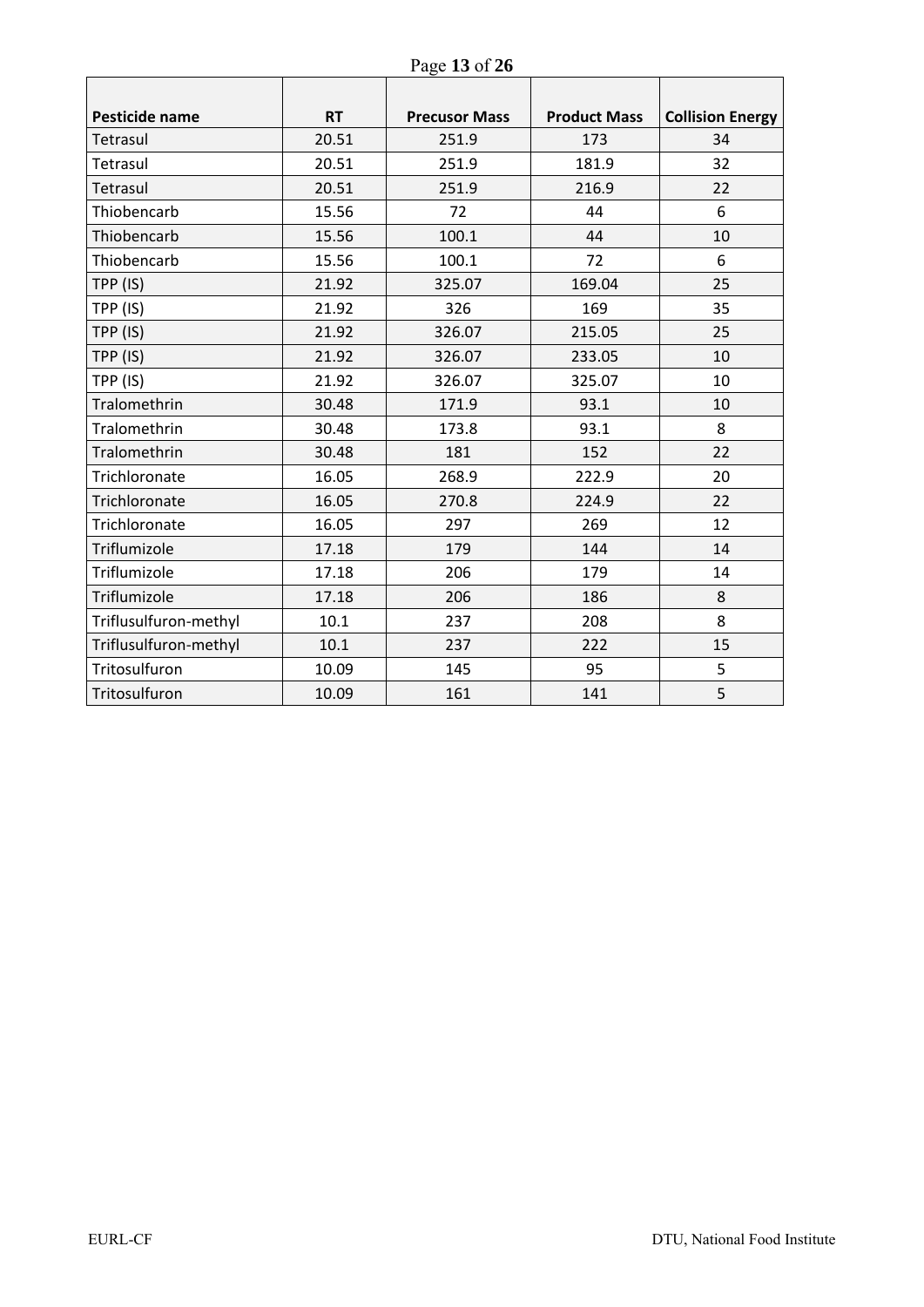| Pesticide name | RT | Precusor Mass | Product Mass | Collision Energy |
|---|---|---|---|---|
| Tetrasul | 20.51 | 251.9 | 173 | 34 |
| Tetrasul | 20.51 | 251.9 | 181.9 | 32 |
| Tetrasul | 20.51 | 251.9 | 216.9 | 22 |
| Thiobencarb | 15.56 | 72 | 44 | 6 |
| Thiobencarb | 15.56 | 100.1 | 44 | 10 |
| Thiobencarb | 15.56 | 100.1 | 72 | 6 |
| TPP (IS) | 21.92 | 325.07 | 169.04 | 25 |
| TPP (IS) | 21.92 | 326 | 169 | 35 |
| TPP (IS) | 21.92 | 326.07 | 215.05 | 25 |
| TPP (IS) | 21.92 | 326.07 | 233.05 | 10 |
| TPP (IS) | 21.92 | 326.07 | 325.07 | 10 |
| Tralomethrin | 30.48 | 171.9 | 93.1 | 10 |
| Tralomethrin | 30.48 | 173.8 | 93.1 | 8 |
| Tralomethrin | 30.48 | 181 | 152 | 22 |
| Trichloronate | 16.05 | 268.9 | 222.9 | 20 |
| Trichloronate | 16.05 | 270.8 | 224.9 | 22 |
| Trichloronate | 16.05 | 297 | 269 | 12 |
| Triflumizole | 17.18 | 179 | 144 | 14 |
| Triflumizole | 17.18 | 206 | 179 | 14 |
| Triflumizole | 17.18 | 206 | 186 | 8 |
| Triflusulfuron-methyl | 10.1 | 237 | 208 | 8 |
| Triflusulfuron-methyl | 10.1 | 237 | 222 | 15 |
| Tritosulfuron | 10.09 | 145 | 95 | 5 |
| Tritosulfuron | 10.09 | 161 | 141 | 5 |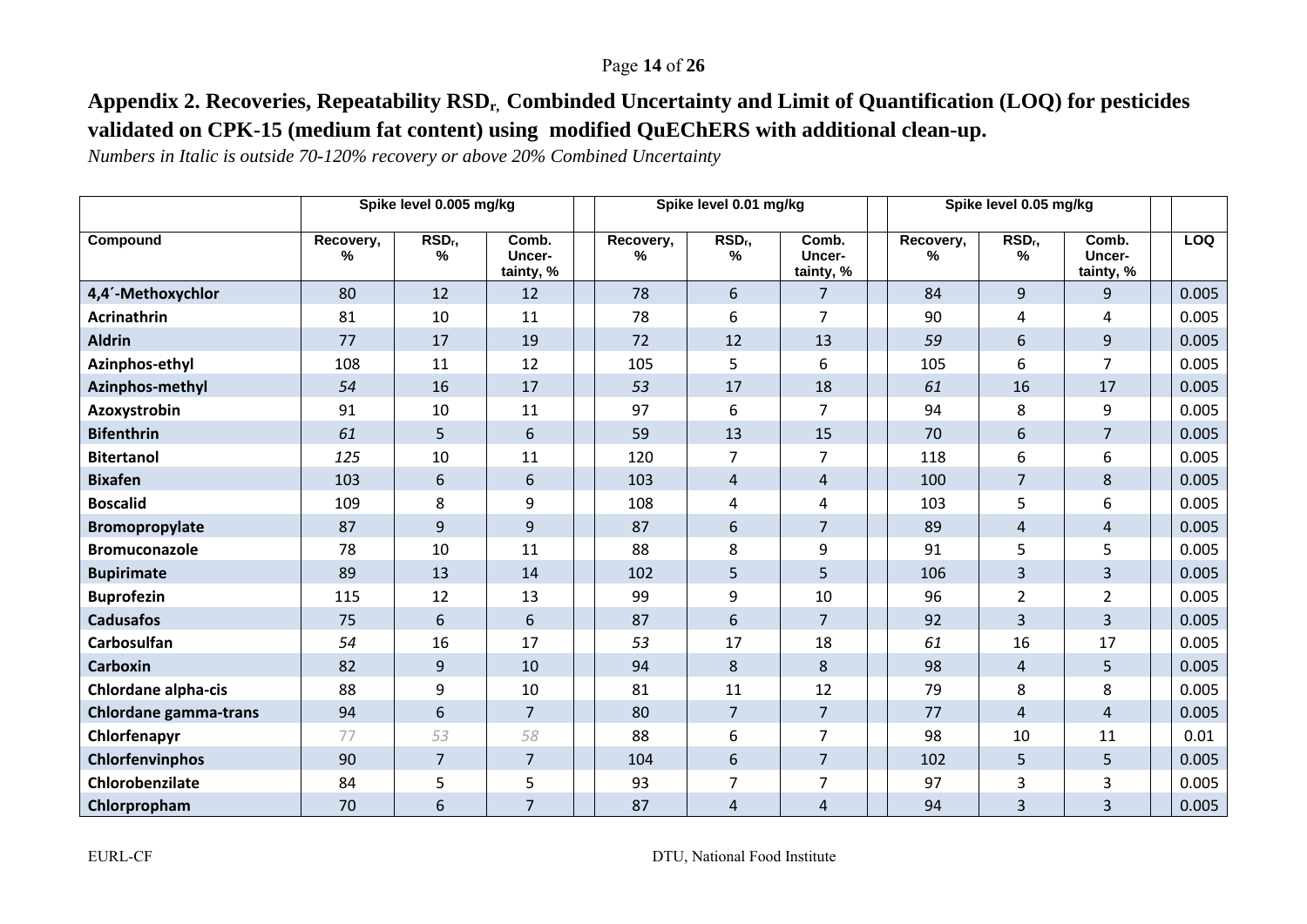## Appendix 2. Recoveries, Repeatability $RSD_r$, Combinded Uncertainty and Limit of Quantification (LOQ) for pesticides validated on CPK-15 (medium fat content) using modified QuEChERS with additional clean-up.

*Numbers in Italic is outside 70-120% recovery or above 20% Combined Uncertainty*

| | Spike level 0.005 mg/kg | | | Spike level 0.01 mg/kg | | | Spike level 0.05 mg/kg | | | |
|---|---|---|---|---|---|---|---|---|---|---|
| **Compound** | **Recovery, %** | **$RSD_r$, %** | **Comb. Uncer-tainty, %** | **Recovery, %** | **$RSD_r$, %** | **Comb. Uncer-tainty, %** | **Recovery, %** | **$RSD_r$, %** | **Comb. Uncer-tainty, %** | **LOQ** |
| **4,4´-Methoxychlor** | 80 | 12 | 12 | 78 | 6 | 7 | 84 | 9 | 9 | 0.005 |
| **Acrinathrin** | 81 | 10 | 11 | 78 | 6 | 7 | 90 | 4 | 4 | 0.005 |
| **Aldrin** | 77 | 17 | 19 | 72 | 12 | 13 | *59* | 6 | 9 | 0.005 |
| **Azinphos-ethyl** | 108 | 11 | 12 | 105 | 5 | 6 | 105 | 6 | 7 | 0.005 |
| **Azinphos-methyl** | *54* | 16 | 17 | *53* | 17 | 18 | *61* | 16 | 17 | 0.005 |
| **Azoxystrobin** | 91 | 10 | 11 | 97 | 6 | 7 | 94 | 8 | 9 | 0.005 |
| **Bifenthrin** | *61* | 5 | 6 | 59 | 13 | 15 | 70 | 6 | 7 | 0.005 |
| **Bitertanol** | *125* | 10 | 11 | 120 | 7 | 7 | 118 | 6 | 6 | 0.005 |
| **Bixafen** | 103 | 6 | 6 | 103 | 4 | 4 | 100 | 7 | 8 | 0.005 |
| **Boscalid** | 109 | 8 | 9 | 108 | 4 | 4 | 103 | 5 | 6 | 0.005 |
| **Bromopropylate** | 87 | 9 | 9 | 87 | 6 | 7 | 89 | 4 | 4 | 0.005 |
| **Bromuconazole** | 78 | 10 | 11 | 88 | 8 | 9 | 91 | 5 | 5 | 0.005 |
| **Bupirimate** | 89 | 13 | 14 | 102 | 5 | 5 | 106 | 3 | 3 | 0.005 |
| **Buprofezin** | 115 | 12 | 13 | 99 | 9 | 10 | 96 | 2 | 2 | 0.005 |
| **Cadusafos** | 75 | 6 | 6 | 87 | 6 | 7 | 92 | 3 | 3 | 0.005 |
| **Carbosulfan** | *54* | 16 | 17 | *53* | 17 | 18 | *61* | 16 | 17 | 0.005 |
| **Carboxin** | 82 | 9 | 10 | 94 | 8 | 8 | 98 | 4 | 5 | 0.005 |
| **Chlordane alpha-cis** | 88 | 9 | 10 | 81 | 11 | 12 | 79 | 8 | 8 | 0.005 |
| **Chlordane gamma-trans** | 94 | 6 | 7 | 80 | 7 | 7 | 77 | 4 | 4 | 0.005 |
| **Chlorfenapyr** | *77* | *53* | *58* | 88 | 6 | 7 | 98 | 10 | 11 | 0.01 |
| **Chlorfenvinphos** | 90 | 7 | 7 | 104 | 6 | 7 | 102 | 5 | 5 | 0.005 |
| **Chlorobenzilate** | 84 | 5 | 5 | 93 | 7 | 7 | 97 | 3 | 3 | 0.005 |
| **Chlorpropham** | 70 | 6 | 7 | 87 | 4 | 4 | 94 | 3 | 3 | 0.005 |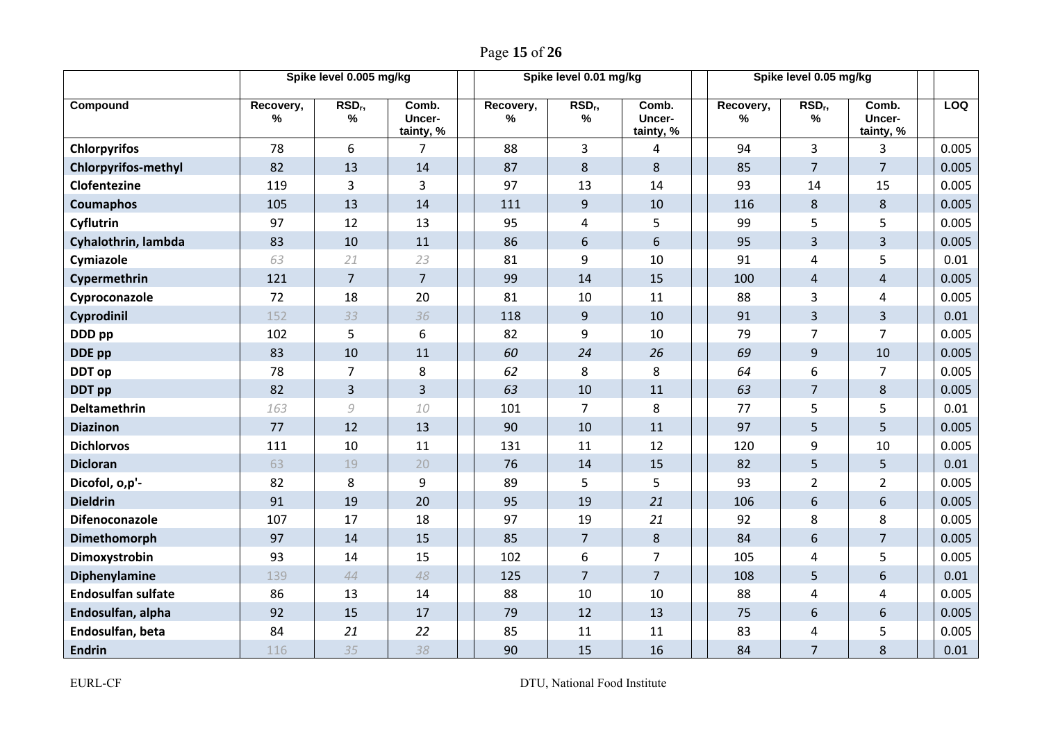| | Spike level 0.005 mg/kg | | | | Spike level 0.01 mg/kg | | | | Spike level 0.05 mg/kg | | | | |
|---|---|---|---|---|---|---|---|---|---|---|---|---|---|
| **Compound** | **Recovery, %** | **RSD$_r$, %** | **Comb. Uncer-tainty, %** | | **Recovery, %** | **RSD$_r$, %** | **Comb. Uncer-tainty, %** | | **Recovery, %** | **RSD$_r$, %** | **Comb. Uncer-tainty, %** | | **LOQ** |
| **Chlorpyrifos** | 78 | 6 | 7 | | 88 | 3 | 4 | | 94 | 3 | 3 | | 0.005 |
| **Chlorpyrifos-methyl** | 82 | 13 | 14 | | 87 | 8 | 8 | | 85 | 7 | 7 | | 0.005 |
| **Clofentezine** | 119 | 3 | 3 | | 97 | 13 | 14 | | 93 | 14 | 15 | | 0.005 |
| **Coumaphos** | 105 | 13 | 14 | | 111 | 9 | 10 | | 116 | 8 | 8 | | 0.005 |
| **Cyflutrin** | 97 | 12 | 13 | | 95 | 4 | 5 | | 99 | 5 | 5 | | 0.005 |
| **Cyhalothrin, lambda** | 83 | 10 | 11 | | 86 | 6 | 6 | | 95 | 3 | 3 | | 0.005 |
| **Cymiazole** | *63* | *21* | *23* | | 81 | 9 | 10 | | 91 | 4 | 5 | | 0.01 |
| **Cypermethrin** | 121 | 7 | 7 | | 99 | 14 | 15 | | 100 | 4 | 4 | | 0.005 |
| **Cyproconazole** | 72 | 18 | 20 | | 81 | 10 | 11 | | 88 | 3 | 4 | | 0.005 |
| **Cyprodinil** | 152 | *33* | *36* | | 118 | 9 | 10 | | 91 | 3 | 3 | | 0.01 |
| **DDD pp** | 102 | 5 | 6 | | 82 | 9 | 10 | | 79 | 7 | 7 | | 0.005 |
| **DDE pp** | 83 | 10 | 11 | | *60* | *24* | *26* | | *69* | 9 | 10 | | 0.005 |
| **DDT op** | 78 | 7 | 8 | | *62* | 8 | 8 | | *64* | 6 | 7 | | 0.005 |
| **DDT pp** | 82 | 3 | 3 | | *63* | 10 | 11 | | *63* | 7 | 8 | | 0.005 |
| **Deltamethrin** | *163* | *9* | *10* | | 101 | 7 | 8 | | 77 | 5 | 5 | | 0.01 |
| **Diazinon** | 77 | 12 | 13 | | 90 | 10 | 11 | | 97 | 5 | 5 | | 0.005 |
| **Dichlorvos** | 111 | 10 | 11 | | 131 | 11 | 12 | | 120 | 9 | 10 | | 0.005 |
| **Dicloran** | 63 | 19 | 20 | | 76 | 14 | 15 | | 82 | 5 | 5 | | 0.01 |
| **Dicofol, o,p'-** | 82 | 8 | 9 | | 89 | 5 | 5 | | 93 | 2 | 2 | | 0.005 |
| **Dieldrin** | 91 | 19 | 20 | | 95 | 19 | *21* | | 106 | 6 | 6 | | 0.005 |
| **Difenoconazole** | 107 | 17 | 18 | | 97 | 19 | *21* | | 92 | 8 | 8 | | 0.005 |
| **Dimethomorph** | 97 | 14 | 15 | | 85 | 7 | 8 | | 84 | 6 | 7 | | 0.005 |
| **Dimoxystrobin** | 93 | 14 | 15 | | 102 | 6 | 7 | | 105 | 4 | 5 | | 0.005 |
| **Diphenylamine** | 139 | *44* | *48* | | 125 | 7 | 7 | | 108 | 5 | 6 | | 0.01 |
| **Endosulfan sulfate** | 86 | 13 | 14 | | 88 | 10 | 10 | | 88 | 4 | 4 | | 0.005 |
| **Endosulfan, alpha** | 92 | 15 | 17 | | 79 | 12 | 13 | | 75 | 6 | 6 | | 0.005 |
| **Endosulfan, beta** | 84 | *21* | *22* | | 85 | 11 | 11 | | 83 | 4 | 5 | | 0.005 |
| **Endrin** | 116 | *35* | *38* | | 90 | 15 | 16 | | 84 | 7 | 8 | | 0.01 |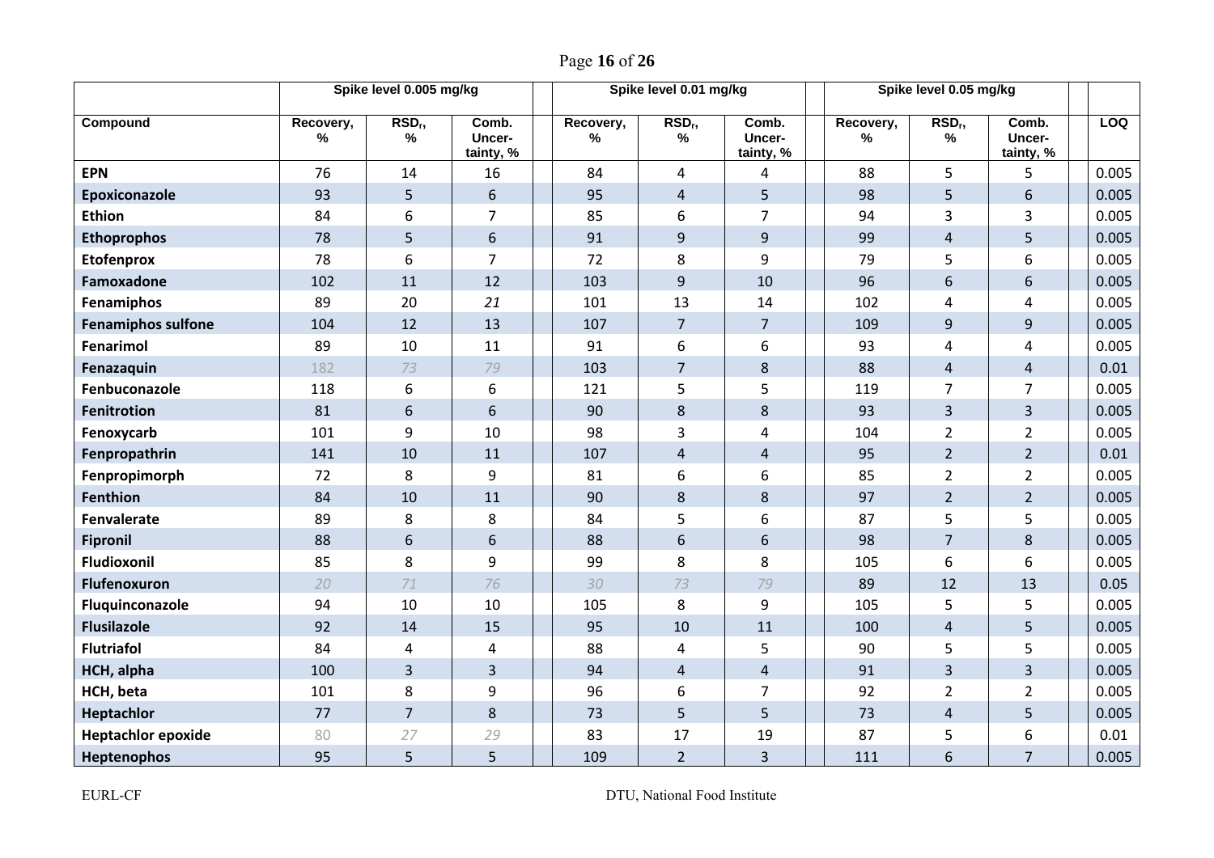| | Spike level 0.005 mg/kg | | | Spike level 0.01 mg/kg | | | Spike level 0.05 mg/kg | | | |
|---|---|---|---|---|---|---|---|---|---|---|
| Compound | Recovery, % | $RSD_r$, % | Comb. Uncer-tainty, % | Recovery, % | $RSD_r$, % | Comb. Uncer-tainty, % | Recovery, % | $RSD_r$, % | Comb. Uncer-tainty, % | LOQ |
| **EPN** | 76 | 14 | 16 | 84 | 4 | 4 | 88 | 5 | 5 | 0.005 |
| **Epoxiconazole** | 93 | 5 | 6 | 95 | 4 | 5 | 98 | 5 | 6 | 0.005 |
| **Ethion** | 84 | 6 | 7 | 85 | 6 | 7 | 94 | 3 | 3 | 0.005 |
| **Ethoprophos** | 78 | 5 | 6 | 91 | 9 | 9 | 99 | 4 | 5 | 0.005 |
| **Etofenprox** | 78 | 6 | 7 | 72 | 8 | 9 | 79 | 5 | 6 | 0.005 |
| **Famoxadone** | 102 | 11 | 12 | 103 | 9 | 10 | 96 | 6 | 6 | 0.005 |
| **Fenamiphos** | 89 | 20 | *21* | 101 | 13 | 14 | 102 | 4 | 4 | 0.005 |
| **Fenamiphos sulfone** | 104 | 12 | 13 | 107 | 7 | 7 | 109 | 9 | 9 | 0.005 |
| **Fenarimol** | 89 | 10 | 11 | 91 | 6 | 6 | 93 | 4 | 4 | 0.005 |
| **Fenazaquin** | *182* | *73* | *79* | 103 | 7 | 8 | 88 | 4 | 4 | 0.01 |
| **Fenbuconazole** | 118 | 6 | 6 | 121 | 5 | 5 | 119 | 7 | 7 | 0.005 |
| **Fenitrotion** | 81 | 6 | 6 | 90 | 8 | 8 | 93 | 3 | 3 | 0.005 |
| **Fenoxycarb** | 101 | 9 | 10 | 98 | 3 | 4 | 104 | 2 | 2 | 0.005 |
| **Fenpropathrin** | 141 | 10 | 11 | 107 | 4 | 4 | 95 | 2 | 2 | 0.01 |
| **Fenpropimorph** | 72 | 8 | 9 | 81 | 6 | 6 | 85 | 2 | 2 | 0.005 |
| **Fenthion** | 84 | 10 | 11 | 90 | 8 | 8 | 97 | 2 | 2 | 0.005 |
| **Fenvalerate** | 89 | 8 | 8 | 84 | 5 | 6 | 87 | 5 | 5 | 0.005 |
| **Fipronil** | 88 | 6 | 6 | 88 | 6 | 6 | 98 | 7 | 8 | 0.005 |
| **Fludioxonil** | 85 | 8 | 9 | 99 | 8 | 8 | 105 | 6 | 6 | 0.005 |
| **Flufenoxuron** | *20* | *71* | *76* | *30* | *73* | *79* | 89 | 12 | 13 | 0.05 |
| **Fluquinconazole** | 94 | 10 | 10 | 105 | 8 | 9 | 105 | 5 | 5 | 0.005 |
| **Flusilazole** | 92 | 14 | 15 | 95 | 10 | 11 | 100 | 4 | 5 | 0.005 |
| **Flutriafol** | 84 | 4 | 4 | 88 | 4 | 5 | 90 | 5 | 5 | 0.005 |
| **HCH, alpha** | 100 | 3 | 3 | 94 | 4 | 4 | 91 | 3 | 3 | 0.005 |
| **HCH, beta** | 101 | 8 | 9 | 96 | 6 | 7 | 92 | 2 | 2 | 0.005 |
| **Heptachlor** | 77 | 7 | 8 | 73 | 5 | 5 | 73 | 4 | 5 | 0.005 |
| **Heptachlor epoxide** | 80 | *27* | *29* | 83 | 17 | 19 | 87 | 5 | 6 | 0.01 |
| **Heptenophos** | 95 | 5 | 5 | 109 | 2 | 3 | 111 | 6 | 7 | 0.005 |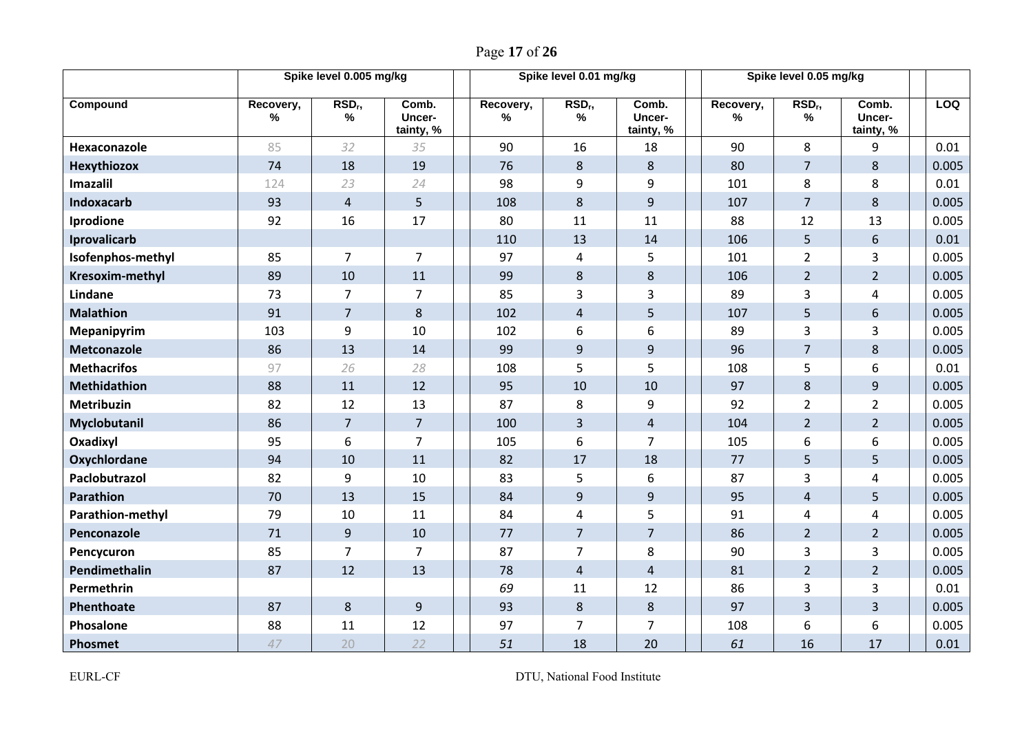| | Spike level 0.005 mg/kg | | | | Spike level 0.01 mg/kg | | | | Spike level 0.05 mg/kg | | | | |
|---|---|---|---|---|---|---|---|---|---|---|---|---|---|
| **Compound** | **Recovery, %** | **$RSD_r$, %** | **Comb. Uncer-tainty, %** | | **Recovery, %** | **$RSD_r$, %** | **Comb. Uncer-tainty, %** | | **Recovery, %** | **$RSD_r$, %** | **Comb. Uncer-tainty, %** | | **LOQ** |
| **Hexaconazole** | 85 | *32* | *35* | | 90 | 16 | 18 | | 90 | 8 | 9 | | 0.01 |
| **Hexythiozox** | 74 | 18 | 19 | | 76 | 8 | 8 | | 80 | 7 | 8 | | 0.005 |
| **Imazalil** | 124 | *23* | *24* | | 98 | 9 | 9 | | 101 | 8 | 8 | | 0.01 |
| **Indoxacarb** | 93 | 4 | 5 | | 108 | 8 | 9 | | 107 | 7 | 8 | | 0.005 |
| **Iprodione** | 92 | 16 | 17 | | 80 | 11 | 11 | | 88 | 12 | 13 | | 0.005 |
| **Iprovalicarb** | | | | | 110 | 13 | 14 | | 106 | 5 | 6 | | 0.01 |
| **Isofenphos-methyl** | 85 | 7 | 7 | | 97 | 4 | 5 | | 101 | 2 | 3 | | 0.005 |
| **Kresoxim-methyl** | 89 | 10 | 11 | | 99 | 8 | 8 | | 106 | 2 | 2 | | 0.005 |
| **Lindane** | 73 | 7 | 7 | | 85 | 3 | 3 | | 89 | 3 | 4 | | 0.005 |
| **Malathion** | 91 | 7 | 8 | | 102 | 4 | 5 | | 107 | 5 | 6 | | 0.005 |
| **Mepanipyrim** | 103 | 9 | 10 | | 102 | 6 | 6 | | 89 | 3 | 3 | | 0.005 |
| **Metconazole** | 86 | 13 | 14 | | 99 | 9 | 9 | | 96 | 7 | 8 | | 0.005 |
| **Methacrifos** | 97 | *26* | *28* | | 108 | 5 | 5 | | 108 | 5 | 6 | | 0.01 |
| **Methidathion** | 88 | 11 | 12 | | 95 | 10 | 10 | | 97 | 8 | 9 | | 0.005 |
| **Metribuzin** | 82 | 12 | 13 | | 87 | 8 | 9 | | 92 | 2 | 2 | | 0.005 |
| **Myclobutanil** | 86 | 7 | 7 | | 100 | 3 | 4 | | 104 | 2 | 2 | | 0.005 |
| **Oxadixyl** | 95 | 6 | 7 | | 105 | 6 | 7 | | 105 | 6 | 6 | | 0.005 |
| **Oxychlordane** | 94 | 10 | 11 | | 82 | 17 | 18 | | 77 | 5 | 5 | | 0.005 |
| **Paclobutrazol** | 82 | 9 | 10 | | 83 | 5 | 6 | | 87 | 3 | 4 | | 0.005 |
| **Parathion** | 70 | 13 | 15 | | 84 | 9 | 9 | | 95 | 4 | 5 | | 0.005 |
| **Parathion-methyl** | 79 | 10 | 11 | | 84 | 4 | 5 | | 91 | 4 | 4 | | 0.005 |
| **Penconazole** | 71 | 9 | 10 | | 77 | 7 | 7 | | 86 | 2 | 2 | | 0.005 |
| **Pencycuron** | 85 | 7 | 7 | | 87 | 7 | 8 | | 90 | 3 | 3 | | 0.005 |
| **Pendimethalin** | 87 | 12 | 13 | | 78 | 4 | 4 | | 81 | 2 | 2 | | 0.005 |
| **Permethrin** | | | | | *69* | 11 | 12 | | 86 | 3 | 3 | | 0.01 |
| **Phenthoate** | 87 | 8 | 9 | | 93 | 8 | 8 | | 97 | 3 | 3 | | 0.005 |
| **Phosalone** | 88 | 11 | 12 | | 97 | 7 | 7 | | 108 | 6 | 6 | | 0.005 |
| **Phosmet** | *47* | 20 | *22* | | *51* | 18 | 20 | | *61* | 16 | 17 | | 0.01 |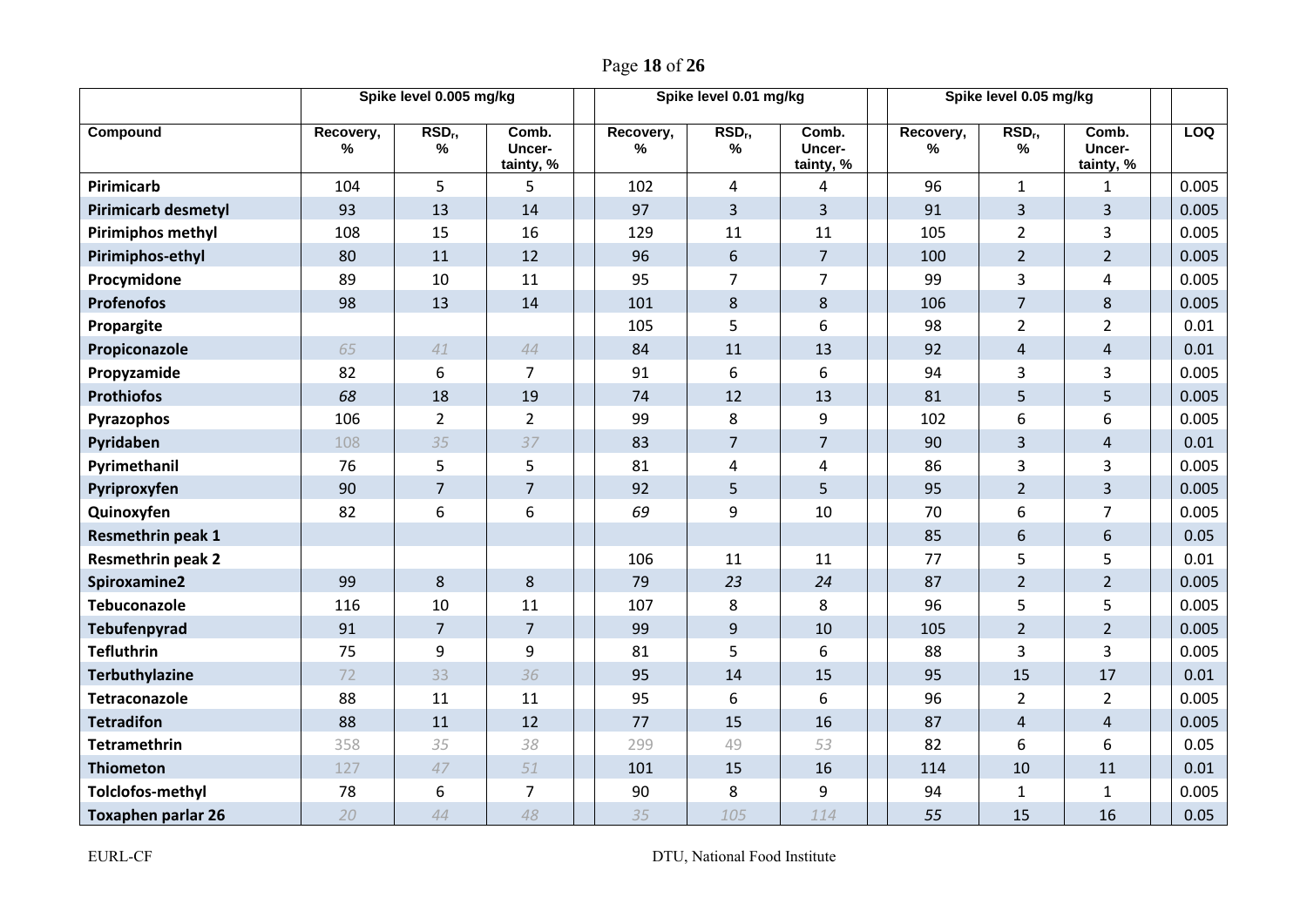| | Spike level 0.005 mg/kg | | | | Spike level 0.01 mg/kg | | | | Spike level 0.05 mg/kg | | | | |
|---|---|---|---|---|---|---|---|---|---|---|---|---|---|
| **Compound** | **Recovery, %** | **$RSD_r$, %** | **Comb. Uncer-tainty, %** | | **Recovery, %** | **$RSD_r$, %** | **Comb. Uncer-tainty, %** | | **Recovery, %** | **$RSD_r$, %** | **Comb. Uncer-tainty, %** | | **LOQ** |
| **Pirimicarb** | 104 | 5 | 5 | | 102 | 4 | 4 | | 96 | 1 | 1 | | 0.005 |
| **Pirimicarb desmetyl** | 93 | 13 | 14 | | 97 | 3 | 3 | | 91 | 3 | 3 | | 0.005 |
| **Pirimiphos methyl** | 108 | 15 | 16 | | 129 | 11 | 11 | | 105 | 2 | 3 | | 0.005 |
| **Pirimiphos-ethyl** | 80 | 11 | 12 | | 96 | 6 | 7 | | 100 | 2 | 2 | | 0.005 |
| **Procymidone** | 89 | 10 | 11 | | 95 | 7 | 7 | | 99 | 3 | 4 | | 0.005 |
| **Profenofos** | 98 | 13 | 14 | | 101 | 8 | 8 | | 106 | 7 | 8 | | 0.005 |
| **Propargite** | | | | | 105 | 5 | 6 | | 98 | 2 | 2 | | 0.01 |
| **Propiconazole** | *65* | *41* | *44* | | 84 | 11 | 13 | | 92 | 4 | 4 | | 0.01 |
| **Propyzamide** | 82 | 6 | 7 | | 91 | 6 | 6 | | 94 | 3 | 3 | | 0.005 |
| **Prothiofos** | *68* | 18 | 19 | | 74 | 12 | 13 | | 81 | 5 | 5 | | 0.005 |
| **Pyrazophos** | 106 | 2 | 2 | | 99 | 8 | 9 | | 102 | 6 | 6 | | 0.005 |
| **Pyridaben** | 108 | *35* | *37* | | 83 | 7 | 7 | | 90 | 3 | 4 | | 0.01 |
| **Pyrimethanil** | 76 | 5 | 5 | | 81 | 4 | 4 | | 86 | 3 | 3 | | 0.005 |
| **Pyriproxyfen** | 90 | 7 | 7 | | 92 | 5 | 5 | | 95 | 2 | 3 | | 0.005 |
| **Quinoxyfen** | 82 | 6 | 6 | | *69* | 9 | 10 | | 70 | 6 | 7 | | 0.005 |
| **Resmethrin peak 1** | | | | | | | | | 85 | 6 | 6 | | 0.05 |
| **Resmethrin peak 2** | | | | | 106 | 11 | 11 | | 77 | 5 | 5 | | 0.01 |
| **Spiroxamine2** | 99 | 8 | 8 | | 79 | *23* | *24* | | 87 | 2 | 2 | | 0.005 |
| **Tebuconazole** | 116 | 10 | 11 | | 107 | 8 | 8 | | 96 | 5 | 5 | | 0.005 |
| **Tebufenpyrad** | 91 | 7 | 7 | | 99 | 9 | 10 | | 105 | 2 | 2 | | 0.005 |
| **Tefluthrin** | 75 | 9 | 9 | | 81 | 5 | 6 | | 88 | 3 | 3 | | 0.005 |
| **Terbuthylazine** | 72 | 33 | *36* | | 95 | 14 | 15 | | 95 | 15 | 17 | | 0.01 |
| **Tetraconazole** | 88 | 11 | 11 | | 95 | 6 | 6 | | 96 | 2 | 2 | | 0.005 |
| **Tetradifon** | 88 | 11 | 12 | | 77 | 15 | 16 | | 87 | 4 | 4 | | 0.005 |
| **Tetramethrin** | 358 | *35* | *38* | | 299 | 49 | *53* | | 82 | 6 | 6 | | 0.05 |
| **Thiometon** | 127 | *47* | *51* | | 101 | 15 | 16 | | 114 | 10 | 11 | | 0.01 |
| **Tolclofos-methyl** | 78 | 6 | 7 | | 90 | 8 | 9 | | 94 | 1 | 1 | | 0.005 |
| **Toxaphen parlar 26** | *20* | *44* | *48* | | *35* | *105* | *114* | | *55* | 15 | 16 | | 0.05 |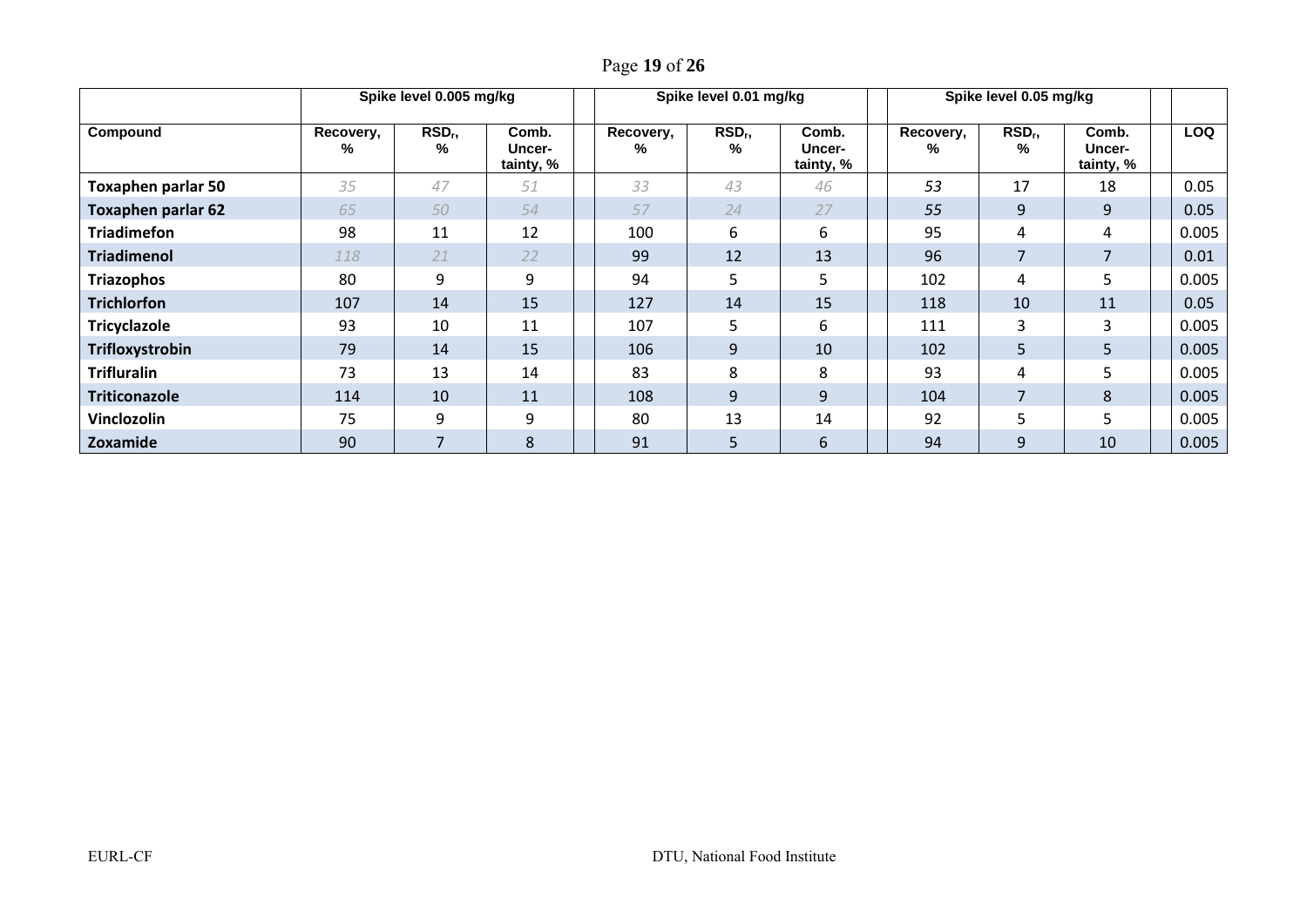| | Spike level 0.005 mg/kg | | | | Spike level 0.01 mg/kg | | | | Spike level 0.05 mg/kg | | | | |
|---|---|---|---|---|---|---|---|---|---|---|---|---|---|
| **Compound** | **Recovery, %** | **$RSD_r$, %** | **Comb. Uncer-tainty, %** | | **Recovery, %** | **$RSD_r$, %** | **Comb. Uncer-tainty, %** | | **Recovery, %** | **$RSD_r$, %** | **Comb. Uncer-tainty, %** | | **LOQ** |
| **Toxaphen parlar 50** | *35* | *47* | *51* | | *33* | *43* | *46* | | *53* | 17 | 18 | | 0.05 |
| **Toxaphen parlar 62** | *65* | *50* | *54* | | *57* | *24* | *27* | | *55* | 9 | 9 | | 0.05 |
| **Triadimefon** | 98 | 11 | 12 | | 100 | 6 | 6 | | 95 | 4 | 4 | | 0.005 |
| **Triadimenol** | *118* | *21* | *22* | | 99 | 12 | 13 | | 96 | 7 | 7 | | 0.01 |
| **Triazophos** | 80 | 9 | 9 | | 94 | 5 | 5 | | 102 | 4 | 5 | | 0.005 |
| **Trichlorfon** | 107 | 14 | 15 | | 127 | 14 | 15 | | 118 | 10 | 11 | | 0.05 |
| **Tricyclazole** | 93 | 10 | 11 | | 107 | 5 | 6 | | 111 | 3 | 3 | | 0.005 |
| **Trifloxystrobin** | 79 | 14 | 15 | | 106 | 9 | 10 | | 102 | 5 | 5 | | 0.005 |
| **Trifluralin** | 73 | 13 | 14 | | 83 | 8 | 8 | | 93 | 4 | 5 | | 0.005 |
| **Triticonazole** | 114 | 10 | 11 | | 108 | 9 | 9 | | 104 | 7 | 8 | | 0.005 |
| **Vinclozolin** | 75 | 9 | 9 | | 80 | 13 | 14 | | 92 | 5 | 5 | | 0.005 |
| **Zoxamide** | 90 | 7 | 8 | | 91 | 5 | 6 | | 94 | 9 | 10 | | 0.005 |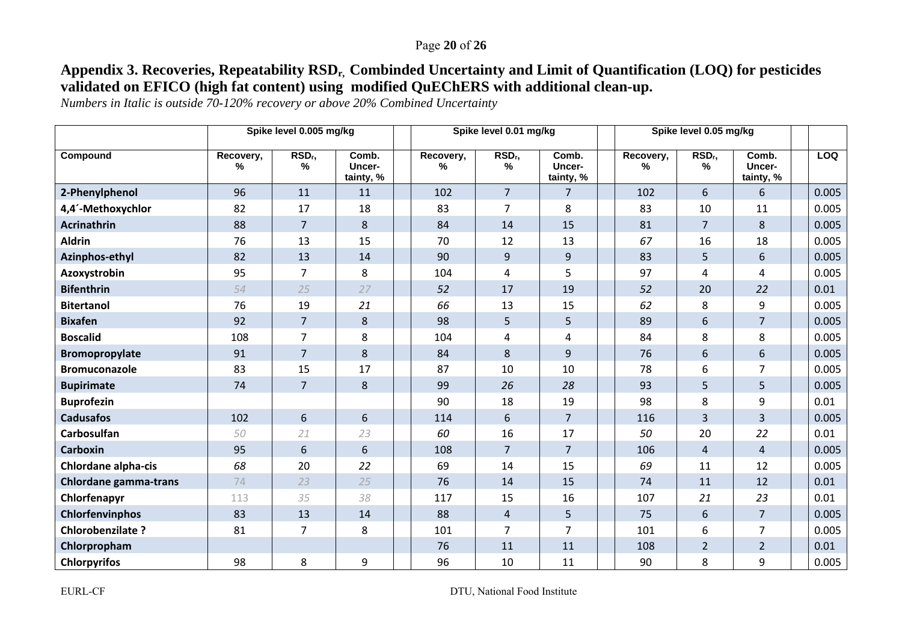**Appendix 3. Recoveries, Repeatability $RSD_r$, Combinded Uncertainty and Limit of Quantification (LOQ) for pesticides validated on EFICO (high fat content) using modified QuEChERS with additional clean-up.**

*Numbers in Italic is outside 70-120% recovery or above 20% Combined Uncertainty*

| | Spike level 0.005 mg/kg | | | | Spike level 0.01 mg/kg | | | | Spike level 0.05 mg/kg | | | | |
|---|---|---|---|---|---|---|---|---|---|---|---|---|---|
| **Compound** | **Recovery, %** | **$RSD_r$, %** | **Comb. Uncer-tainty, %** | | **Recovery, %** | **$RSD_r$, %** | **Comb. Uncer-tainty, %** | | **Recovery, %** | **$RSD_r$, %** | **Comb. Uncer-tainty, %** | | **LOQ** |
| **2-Phenylphenol** | 96 | 11 | 11 | | 102 | 7 | 7 | | 102 | 6 | 6 | | 0.005 |
| **4,4´-Methoxychlor** | 82 | 17 | 18 | | 83 | 7 | 8 | | 83 | 10 | 11 | | 0.005 |
| **Acrinathrin** | 88 | 7 | 8 | | 84 | 14 | 15 | | 81 | 7 | 8 | | 0.005 |
| **Aldrin** | 76 | 13 | 15 | | 70 | 12 | 13 | | *67* | 16 | 18 | | 0.005 |
| **Azinphos-ethyl** | 82 | 13 | 14 | | 90 | 9 | 9 | | 83 | 5 | 6 | | 0.005 |
| **Azoxystrobin** | 95 | 7 | 8 | | 104 | 4 | 5 | | 97 | 4 | 4 | | 0.005 |
| **Bifenthrin** | *54* | *25* | *27* | | *52* | 17 | 19 | | *52* | 20 | *22* | | 0.01 |
| **Bitertanol** | 76 | 19 | *21* | | *66* | 13 | 15 | | *62* | 8 | 9 | | 0.005 |
| **Bixafen** | 92 | 7 | 8 | | 98 | 5 | 5 | | 89 | 6 | 7 | | 0.005 |
| **Boscalid** | 108 | 7 | 8 | | 104 | 4 | 4 | | 84 | 8 | 8 | | 0.005 |
| **Bromopropylate** | 91 | 7 | 8 | | 84 | 8 | 9 | | 76 | 6 | 6 | | 0.005 |
| **Bromuconazole** | 83 | 15 | 17 | | 87 | 10 | 10 | | 78 | 6 | 7 | | 0.005 |
| **Bupirimate** | 74 | 7 | 8 | | 99 | *26* | *28* | | 93 | 5 | 5 | | 0.005 |
| **Buprofezin** | | | | | 90 | 18 | 19 | | 98 | 8 | 9 | | 0.01 |
| **Cadusafos** | 102 | 6 | 6 | | 114 | 6 | 7 | | 116 | 3 | 3 | | 0.005 |
| **Carbosulfan** | *50* | *21* | *23* | | *60* | 16 | 17 | | *50* | 20 | *22* | | 0.01 |
| **Carboxin** | 95 | 6 | 6 | | 108 | 7 | 7 | | 106 | 4 | 4 | | 0.005 |
| **Chlordane alpha-cis** | *68* | 20 | *22* | | 69 | 14 | 15 | | *69* | 11 | 12 | | 0.005 |
| **Chlordane gamma-trans** | *74* | *23* | *25* | | 76 | 14 | 15 | | 74 | 11 | 12 | | 0.01 |
| **Chlorfenapyr** | 113 | *35* | *38* | | 117 | 15 | 16 | | 107 | *21* | *23* | | 0.01 |
| **Chlorfenvinphos** | 83 | 13 | 14 | | 88 | 4 | 5 | | 75 | 6 | 7 | | 0.005 |
| **Chlorobenzilate ?** | 81 | 7 | 8 | | 101 | 7 | 7 | | 101 | 6 | 7 | | 0.005 |
| **Chlorpropham** | | | | | 76 | 11 | 11 | | 108 | 2 | 2 | | 0.01 |
| **Chlorpyrifos** | 98 | 8 | 9 | | 96 | 10 | 11 | | 90 | 8 | 9 | | 0.005 |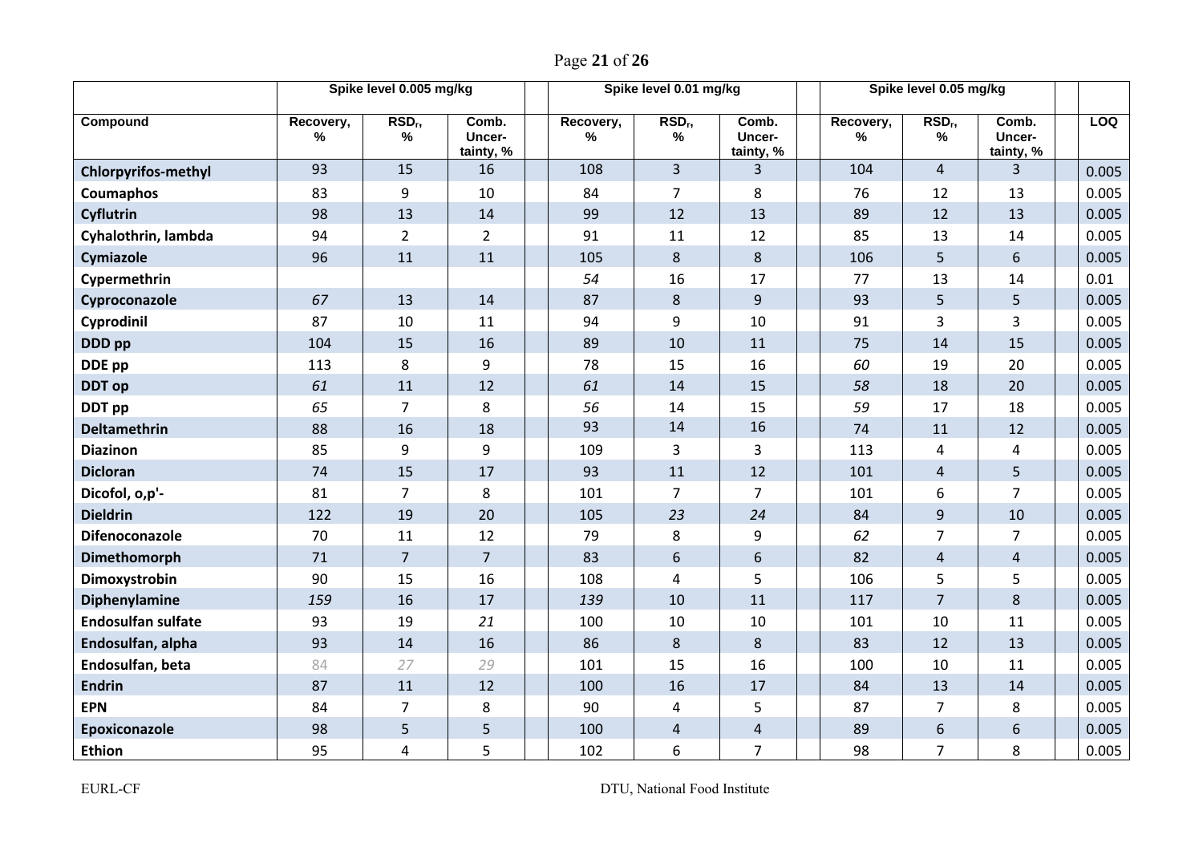| | Spike level 0.005 mg/kg | | | Spike level 0.01 mg/kg | | | Spike level 0.05 mg/kg | | | |
|---|---|---|---|---|---|---|---|---|---|---|
| **Compound** | **Recovery, %** | **$RSD_r$, %** | **Comb. Uncer-tainty, %** | **Recovery, %** | **$RSD_r$, %** | **Comb. Uncer-tainty, %** | **Recovery, %** | **$RSD_r$, %** | **Comb. Uncer-tainty, %** | **LOQ** |
| **Chlorpyrifos-methyl** | 93 | 15 | 16 | 108 | 3 | 3 | 104 | 4 | 3 | 0.005 |
| **Coumaphos** | 83 | 9 | 10 | 84 | 7 | 8 | 76 | 12 | 13 | 0.005 |
| **Cyflutrin** | 98 | 13 | 14 | 99 | 12 | 13 | 89 | 12 | 13 | 0.005 |
| **Cyhalothrin, lambda** | 94 | 2 | 2 | 91 | 11 | 12 | 85 | 13 | 14 | 0.005 |
| **Cymiazole** | 96 | 11 | 11 | 105 | 8 | 8 | 106 | 5 | 6 | 0.005 |
| **Cypermethrin** | | | | *54* | 16 | 17 | 77 | 13 | 14 | 0.01 |
| **Cyproconazole** | *67* | 13 | 14 | 87 | 8 | 9 | 93 | 5 | 5 | 0.005 |
| **Cyprodinil** | 87 | 10 | 11 | 94 | 9 | 10 | 91 | 3 | 3 | 0.005 |
| **DDD pp** | 104 | 15 | 16 | 89 | 10 | 11 | 75 | 14 | 15 | 0.005 |
| **DDE pp** | 113 | 8 | 9 | 78 | 15 | 16 | *60* | 19 | 20 | 0.005 |
| **DDT op** | *61* | 11 | 12 | *61* | 14 | 15 | *58* | 18 | 20 | 0.005 |
| **DDT pp** | *65* | 7 | 8 | *56* | 14 | 15 | *59* | 17 | 18 | 0.005 |
| **Deltamethrin** | 88 | 16 | 18 | 93 | 14 | 16 | 74 | 11 | 12 | 0.005 |
| **Diazinon** | 85 | 9 | 9 | 109 | 3 | 3 | 113 | 4 | 4 | 0.005 |
| **Dicloran** | 74 | 15 | 17 | 93 | 11 | 12 | 101 | 4 | 5 | 0.005 |
| **Dicofol, o,p'-** | 81 | 7 | 8 | 101 | 7 | 7 | 101 | 6 | 7 | 0.005 |
| **Dieldrin** | 122 | 19 | 20 | 105 | *23* | *24* | 84 | 9 | 10 | 0.005 |
| **Difenoconazole** | 70 | 11 | 12 | 79 | 8 | 9 | *62* | 7 | 7 | 0.005 |
| **Dimethomorph** | 71 | 7 | 7 | 83 | 6 | 6 | 82 | 4 | 4 | 0.005 |
| **Dimoxystrobin** | 90 | 15 | 16 | 108 | 4 | 5 | 106 | 5 | 5 | 0.005 |
| **Diphenylamine** | *159* | 16 | 17 | *139* | 10 | 11 | 117 | 7 | 8 | 0.005 |
| **Endosulfan sulfate** | 93 | 19 | *21* | 100 | 10 | 10 | 101 | 10 | 11 | 0.005 |
| **Endosulfan, alpha** | 93 | 14 | 16 | 86 | 8 | 8 | 83 | 12 | 13 | 0.005 |
| **Endosulfan, beta** | 84 | *27* | *29* | 101 | 15 | 16 | 100 | 10 | 11 | 0.005 |
| **Endrin** | 87 | 11 | 12 | 100 | 16 | 17 | 84 | 13 | 14 | 0.005 |
| **EPN** | 84 | 7 | 8 | 90 | 4 | 5 | 87 | 7 | 8 | 0.005 |
| **Epoxiconazole** | 98 | 5 | 5 | 100 | 4 | 4 | 89 | 6 | 6 | 0.005 |
| **Ethion** | 95 | 4 | 5 | 102 | 6 | 7 | 98 | 7 | 8 | 0.005 |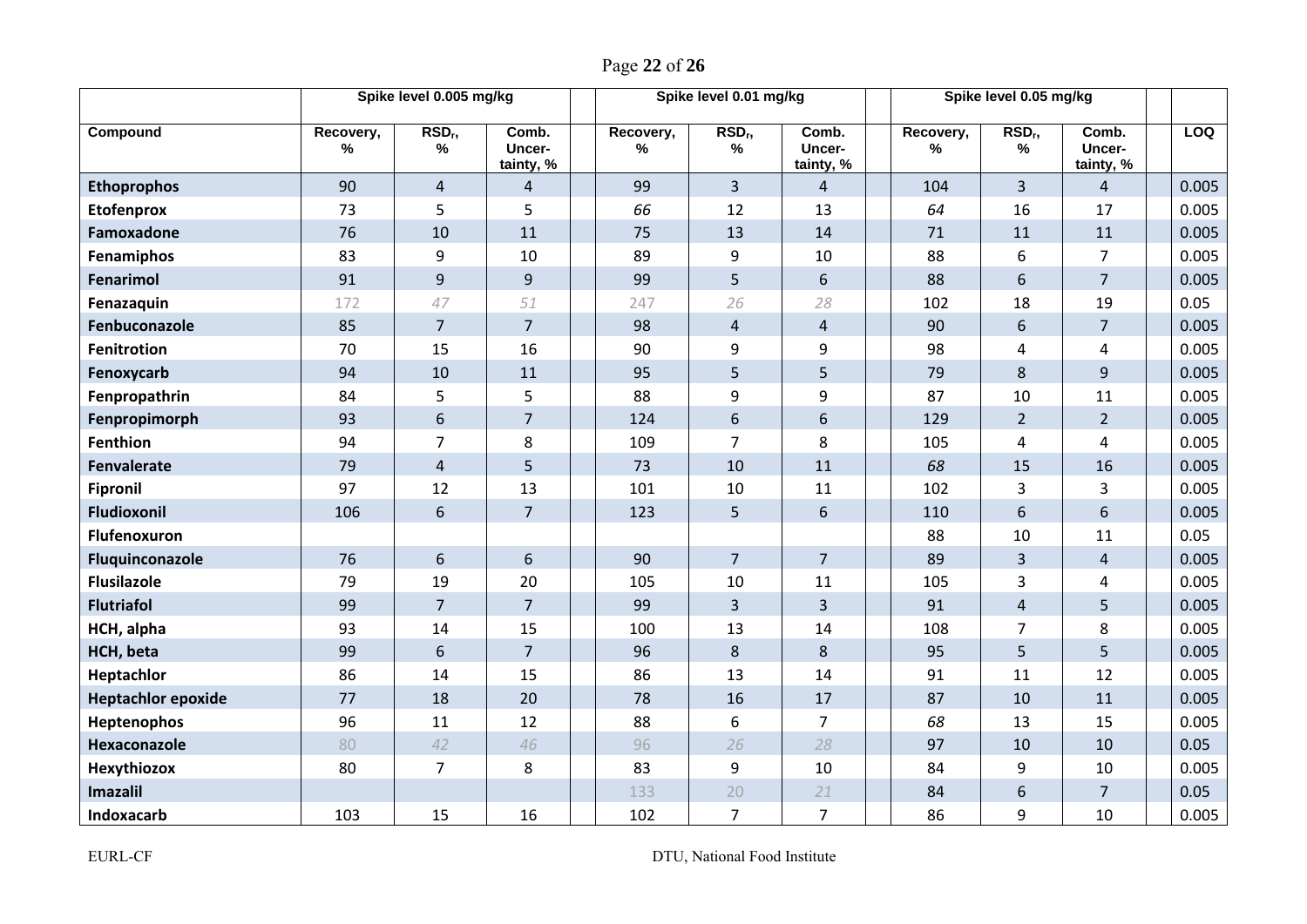| | Spike level 0.005 mg/kg | | | | Spike level 0.01 mg/kg | | | | Spike level 0.05 mg/kg | | | | |
|---|---|---|---|---|---|---|---|---|---|---|---|---|---|
| **Compound** | **Recovery, %** | **$RSD_r$, %** | **Comb. Uncer-tainty, %** | | **Recovery, %** | **$RSD_r$, %** | **Comb. Uncer-tainty, %** | | **Recovery, %** | **$RSD_r$, %** | **Comb. Uncer-tainty, %** | | **LOQ** |
| **Ethoprophos** | 90 | 4 | 4 | | 99 | 3 | 4 | | 104 | 3 | 4 | | 0.005 |
| **Etofenprox** | 73 | 5 | 5 | | *66* | 12 | 13 | | *64* | 16 | 17 | | 0.005 |
| **Famoxadone** | 76 | 10 | 11 | | 75 | 13 | 14 | | 71 | 11 | 11 | | 0.005 |
| **Fenamiphos** | 83 | 9 | 10 | | 89 | 9 | 10 | | 88 | 6 | 7 | | 0.005 |
| **Fenarimol** | 91 | 9 | 9 | | 99 | 5 | 6 | | 88 | 6 | 7 | | 0.005 |
| **Fenazaquin** | 172 | *47* | *51* | | 247 | *26* | *28* | | 102 | 18 | 19 | | 0.05 |
| **Fenbuconazole** | 85 | 7 | 7 | | 98 | 4 | 4 | | 90 | 6 | 7 | | 0.005 |
| **Fenitrotion** | 70 | 15 | 16 | | 90 | 9 | 9 | | 98 | 4 | 4 | | 0.005 |
| **Fenoxycarb** | 94 | 10 | 11 | | 95 | 5 | 5 | | 79 | 8 | 9 | | 0.005 |
| **Fenpropathrin** | 84 | 5 | 5 | | 88 | 9 | 9 | | 87 | 10 | 11 | | 0.005 |
| **Fenpropimorph** | 93 | 6 | 7 | | 124 | 6 | 6 | | 129 | 2 | 2 | | 0.005 |
| **Fenthion** | 94 | 7 | 8 | | 109 | 7 | 8 | | 105 | 4 | 4 | | 0.005 |
| **Fenvalerate** | 79 | 4 | 5 | | 73 | 10 | 11 | | *68* | 15 | 16 | | 0.005 |
| **Fipronil** | 97 | 12 | 13 | | 101 | 10 | 11 | | 102 | 3 | 3 | | 0.005 |
| **Fludioxonil** | 106 | 6 | 7 | | 123 | 5 | 6 | | 110 | 6 | 6 | | 0.005 |
| **Flufenoxuron** | | | | | | | | | 88 | 10 | 11 | | 0.05 |
| **Fluquinconazole** | 76 | 6 | 6 | | 90 | 7 | 7 | | 89 | 3 | 4 | | 0.005 |
| **Flusilazole** | 79 | 19 | 20 | | 105 | 10 | 11 | | 105 | 3 | 4 | | 0.005 |
| **Flutriafol** | 99 | 7 | 7 | | 99 | 3 | 3 | | 91 | 4 | 5 | | 0.005 |
| **HCH, alpha** | 93 | 14 | 15 | | 100 | 13 | 14 | | 108 | 7 | 8 | | 0.005 |
| **HCH, beta** | 99 | 6 | 7 | | 96 | 8 | 8 | | 95 | 5 | 5 | | 0.005 |
| **Heptachlor** | 86 | 14 | 15 | | 86 | 13 | 14 | | 91 | 11 | 12 | | 0.005 |
| **Heptachlor epoxide** | 77 | 18 | 20 | | 78 | 16 | 17 | | 87 | 10 | 11 | | 0.005 |
| **Heptenophos** | 96 | 11 | 12 | | 88 | 6 | 7 | | *68* | 13 | 15 | | 0.005 |
| **Hexaconazole** | 80 | *42* | *46* | | 96 | *26* | *28* | | 97 | 10 | 10 | | 0.05 |
| **Hexythiozox** | 80 | 7 | 8 | | 83 | 9 | 10 | | 84 | 9 | 10 | | 0.005 |
| **Imazalil** | | | | | 133 | 20 | *21* | | 84 | 6 | 7 | | 0.05 |
| **Indoxacarb** | 103 | 15 | 16 | | 102 | 7 | 7 | | 86 | 9 | 10 | | 0.005 |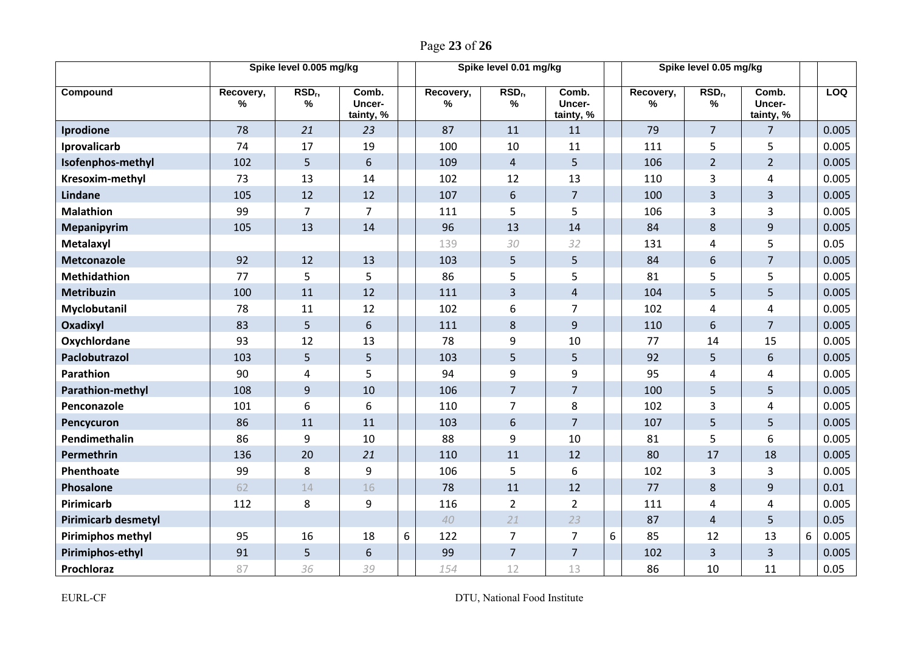| | Spike level 0.005 mg/kg | | | | Spike level 0.01 mg/kg | | | | Spike level 0.05 mg/kg | | | | |
|---|---|---|---|---|---|---|---|---|---|---|---|---|---|
| **Compound** | **Recovery, %** | **$RSD_r$, %** | **Comb. Uncer-tainty, %** | | **Recovery, %** | **$RSD_r$, %** | **Comb. Uncer-tainty, %** | | **Recovery, %** | **$RSD_r$, %** | **Comb. Uncer-tainty, %** | | **LOQ** |
| **Iprodione** | 78 | *21* | *23* | | 87 | 11 | 11 | | 79 | 7 | 7 | | 0.005 |
| **Iprovalicarb** | 74 | 17 | 19 | | 100 | 10 | 11 | | 111 | 5 | 5 | | 0.005 |
| **Isofenphos-methyl** | 102 | 5 | 6 | | 109 | 4 | 5 | | 106 | 2 | 2 | | 0.005 |
| **Kresoxim-methyl** | 73 | 13 | 14 | | 102 | 12 | 13 | | 110 | 3 | 4 | | 0.005 |
| **Lindane** | 105 | 12 | 12 | | 107 | 6 | 7 | | 100 | 3 | 3 | | 0.005 |
| **Malathion** | 99 | 7 | 7 | | 111 | 5 | 5 | | 106 | 3 | 3 | | 0.005 |
| **Mepanipyrim** | 105 | 13 | 14 | | 96 | 13 | 14 | | 84 | 8 | 9 | | 0.005 |
| **Metalaxyl** | | | | | 139 | *30* | *32* | | 131 | 4 | 5 | | 0.05 |
| **Metconazole** | 92 | 12 | 13 | | 103 | 5 | 5 | | 84 | 6 | 7 | | 0.005 |
| **Methidathion** | 77 | 5 | 5 | | 86 | 5 | 5 | | 81 | 5 | 5 | | 0.005 |
| **Metribuzin** | 100 | 11 | 12 | | 111 | 3 | 4 | | 104 | 5 | 5 | | 0.005 |
| **Myclobutanil** | 78 | 11 | 12 | | 102 | 6 | 7 | | 102 | 4 | 4 | | 0.005 |
| **Oxadixyl** | 83 | 5 | 6 | | 111 | 8 | 9 | | 110 | 6 | 7 | | 0.005 |
| **Oxychlordane** | 93 | 12 | 13 | | 78 | 9 | 10 | | 77 | 14 | 15 | | 0.005 |
| **Paclobutrazol** | 103 | 5 | 5 | | 103 | 5 | 5 | | 92 | 5 | 6 | | 0.005 |
| **Parathion** | 90 | 4 | 5 | | 94 | 9 | 9 | | 95 | 4 | 4 | | 0.005 |
| **Parathion-methyl** | 108 | 9 | 10 | | 106 | 7 | 7 | | 100 | 5 | 5 | | 0.005 |
| **Penconazole** | 101 | 6 | 6 | | 110 | 7 | 8 | | 102 | 3 | 4 | | 0.005 |
| **Pencycuron** | 86 | 11 | 11 | | 103 | 6 | 7 | | 107 | 5 | 5 | | 0.005 |
| **Pendimethalin** | 86 | 9 | 10 | | 88 | 9 | 10 | | 81 | 5 | 6 | | 0.005 |
| **Permethrin** | 136 | 20 | *21* | | 110 | 11 | 12 | | 80 | 17 | 18 | | 0.005 |
| **Phenthoate** | 99 | 8 | 9 | | 106 | 5 | 6 | | 102 | 3 | 3 | | 0.005 |
| **Phosalone** | 62 | 14 | 16 | | 78 | 11 | 12 | | 77 | 8 | 9 | | 0.01 |
| **Pirimicarb** | 112 | 8 | 9 | | 116 | 2 | 2 | | 111 | 4 | 4 | | 0.005 |
| **Pirimicarb desmetyl** | | | | | *40* | *21* | *23* | | 87 | 4 | 5 | | 0.05 |
| **Pirimiphos methyl** | 95 | 16 | 18 | 6 | 122 | 7 | 7 | 6 | 85 | 12 | 13 | 6 | 0.005 |
| **Pirimiphos-ethyl** | 91 | 5 | 6 | | 99 | 7 | 7 | | 102 | 3 | 3 | | 0.005 |
| **Prochloraz** | 87 | *36* | *39* | | *154* | 12 | 13 | | 86 | 10 | 11 | | 0.05 |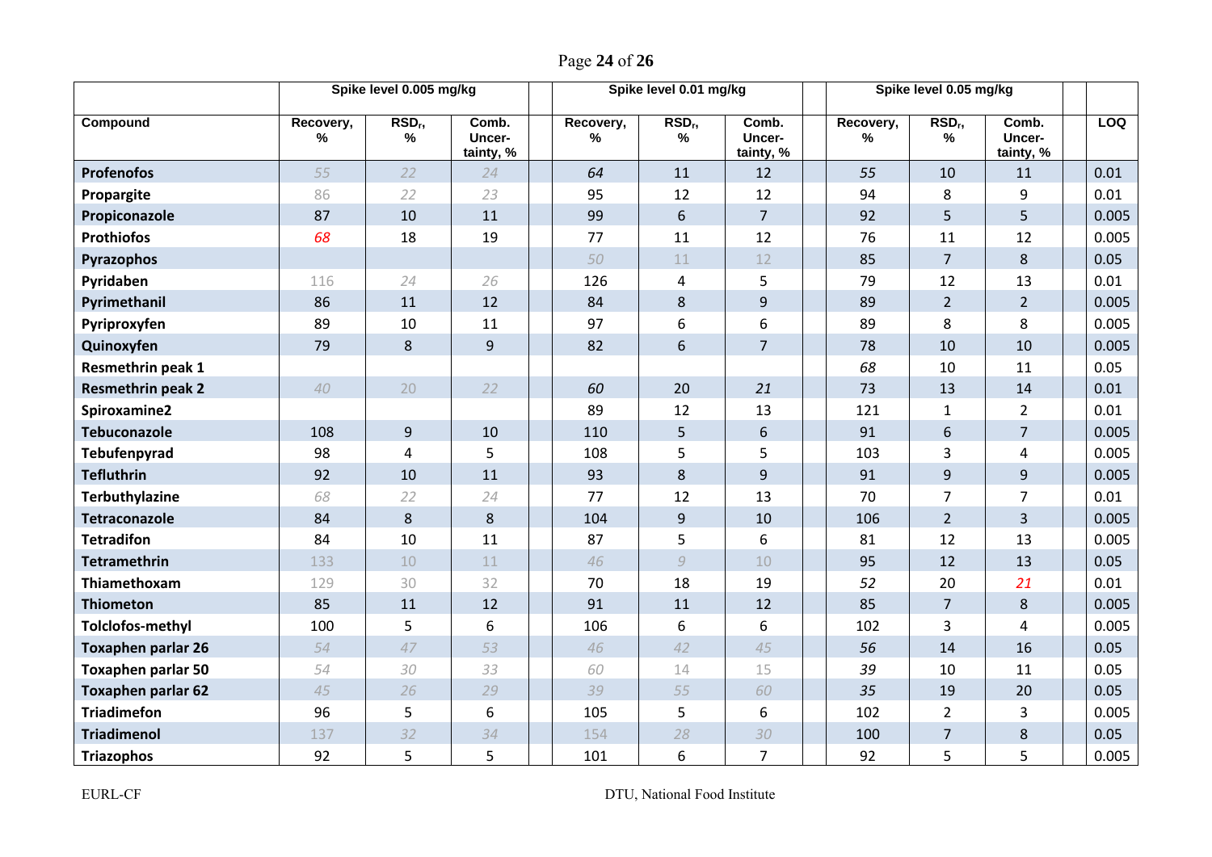| | Spike level 0.005 mg/kg | | | | Spike level 0.01 mg/kg | | | | Spike level 0.05 mg/kg | | | | |
|---|---|---|---|---|---|---|---|---|---|---|---|---|---|
| **Compound** | **Recovery, %** | **RSD$_r$, %** | **Comb. Uncer-tainty, %** | | **Recovery, %** | **RSD$_r$, %** | **Comb. Uncer-tainty, %** | | **Recovery, %** | **RSD$_r$, %** | **Comb. Uncer-tainty, %** | | **LOQ** |
| **Profenofos** | *55* | *22* | *24* | | *64* | 11 | 12 | | *55* | 10 | 11 | | 0.01 |
| **Propargite** | 86 | *22* | *23* | | 95 | 12 | 12 | | 94 | 8 | 9 | | 0.01 |
| **Propiconazole** | 87 | 10 | 11 | | 99 | 6 | 7 | | 92 | 5 | 5 | | 0.005 |
| **Prothiofos** | *68* | 18 | 19 | | 77 | 11 | 12 | | 76 | 11 | 12 | | 0.005 |
| **Pyrazophos** | | | | | *50* | 11 | 12 | | 85 | 7 | 8 | | 0.05 |
| **Pyridaben** | 116 | *24* | *26* | | 126 | 4 | 5 | | 79 | 12 | 13 | | 0.01 |
| **Pyrimethanil** | 86 | 11 | 12 | | 84 | 8 | 9 | | 89 | 2 | 2 | | 0.005 |
| **Pyriproxyfen** | 89 | 10 | 11 | | 97 | 6 | 6 | | 89 | 8 | 8 | | 0.005 |
| **Quinoxyfen** | 79 | 8 | 9 | | 82 | 6 | 7 | | 78 | 10 | 10 | | 0.005 |
| **Resmethrin peak 1** | | | | | | | | | *68* | 10 | 11 | | 0.05 |
| **Resmethrin peak 2** | *40* | 20 | *22* | | *60* | 20 | *21* | | 73 | 13 | 14 | | 0.01 |
| **Spiroxamine2** | | | | | 89 | 12 | 13 | | 121 | 1 | 2 | | 0.01 |
| **Tebuconazole** | 108 | 9 | 10 | | 110 | 5 | 6 | | 91 | 6 | 7 | | 0.005 |
| **Tebufenpyrad** | 98 | 4 | 5 | | 108 | 5 | 5 | | 103 | 3 | 4 | | 0.005 |
| **Tefluthrin** | 92 | 10 | 11 | | 93 | 8 | 9 | | 91 | 9 | 9 | | 0.005 |
| **Terbuthylazine** | *68* | *22* | *24* | | 77 | 12 | 13 | | 70 | 7 | 7 | | 0.01 |
| **Tetraconazole** | 84 | 8 | 8 | | 104 | 9 | 10 | | 106 | 2 | 3 | | 0.005 |
| **Tetradifon** | 84 | 10 | 11 | | 87 | 5 | 6 | | 81 | 12 | 13 | | 0.005 |
| **Tetramethrin** | 133 | 10 | 11 | | *46* | *9* | 10 | | 95 | 12 | 13 | | 0.05 |
| **Thiamethoxam** | 129 | 30 | 32 | | 70 | 18 | 19 | | *52* | 20 | *21* | | 0.01 |
| **Thiometon** | 85 | 11 | 12 | | 91 | 11 | 12 | | 85 | 7 | 8 | | 0.005 |
| **Tolclofos-methyl** | 100 | 5 | 6 | | 106 | 6 | 6 | | 102 | 3 | 4 | | 0.005 |
| **Toxaphen parlar 26** | *54* | *47* | *53* | | *46* | *42* | *45* | | *56* | 14 | 16 | | 0.05 |
| **Toxaphen parlar 50** | *54* | *30* | *33* | | *60* | 14 | 15 | | *39* | 10 | 11 | | 0.05 |
| **Toxaphen parlar 62** | *45* | *26* | *29* | | *39* | *55* | *60* | | *35* | 19 | 20 | | 0.05 |
| **Triadimefon** | 96 | 5 | 6 | | 105 | 5 | 6 | | 102 | 2 | 3 | | 0.005 |
| **Triadimenol** | 137 | 32 | 34 | | 154 | 28 | 30 | | 100 | 7 | 8 | | 0.05 |
| **Triazophos** | 92 | 5 | 5 | | 101 | 6 | 7 | | 92 | 5 | 5 | | 0.005 |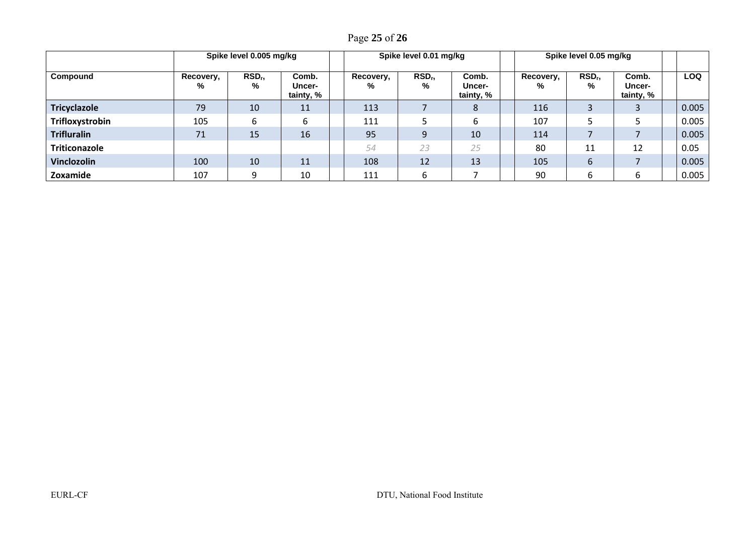| | Spike level 0.005 mg/kg | | | | Spike level 0.01 mg/kg | | | | Spike level 0.05 mg/kg | | | | |
|---|---|---|---|---|---|---|---|---|---|---|---|---|---|
| **Compound** | **Recovery, %** | **$RSD_r$, %** | **Comb. Uncer-tainty, %** | | **Recovery, %** | **$RSD_r$, %** | **Comb. Uncer-tainty, %** | | **Recovery, %** | **$RSD_r$, %** | **Comb. Uncer-tainty, %** | | **LOQ** |
| **Tricyclazole** | 79 | 10 | 11 | | 113 | 7 | 8 | | 116 | 3 | 3 | | 0.005 |
| **Trifloxystrobin** | 105 | 6 | 6 | | 111 | 5 | 6 | | 107 | 5 | 5 | | 0.005 |
| **Trifluralin** | 71 | 15 | 16 | | 95 | 9 | 10 | | 114 | 7 | 7 | | 0.005 |
| **Triticonazole** | | | | | *54* | *23* | *25* | | 80 | 11 | 12 | | 0.05 |
| **Vinclozolin** | 100 | 10 | 11 | | 108 | 12 | 13 | | 105 | 6 | 7 | | 0.005 |
| **Zoxamide** | 107 | 9 | 10 | | 111 | 6 | 7 | | 90 | 6 | 6 | | 0.005 |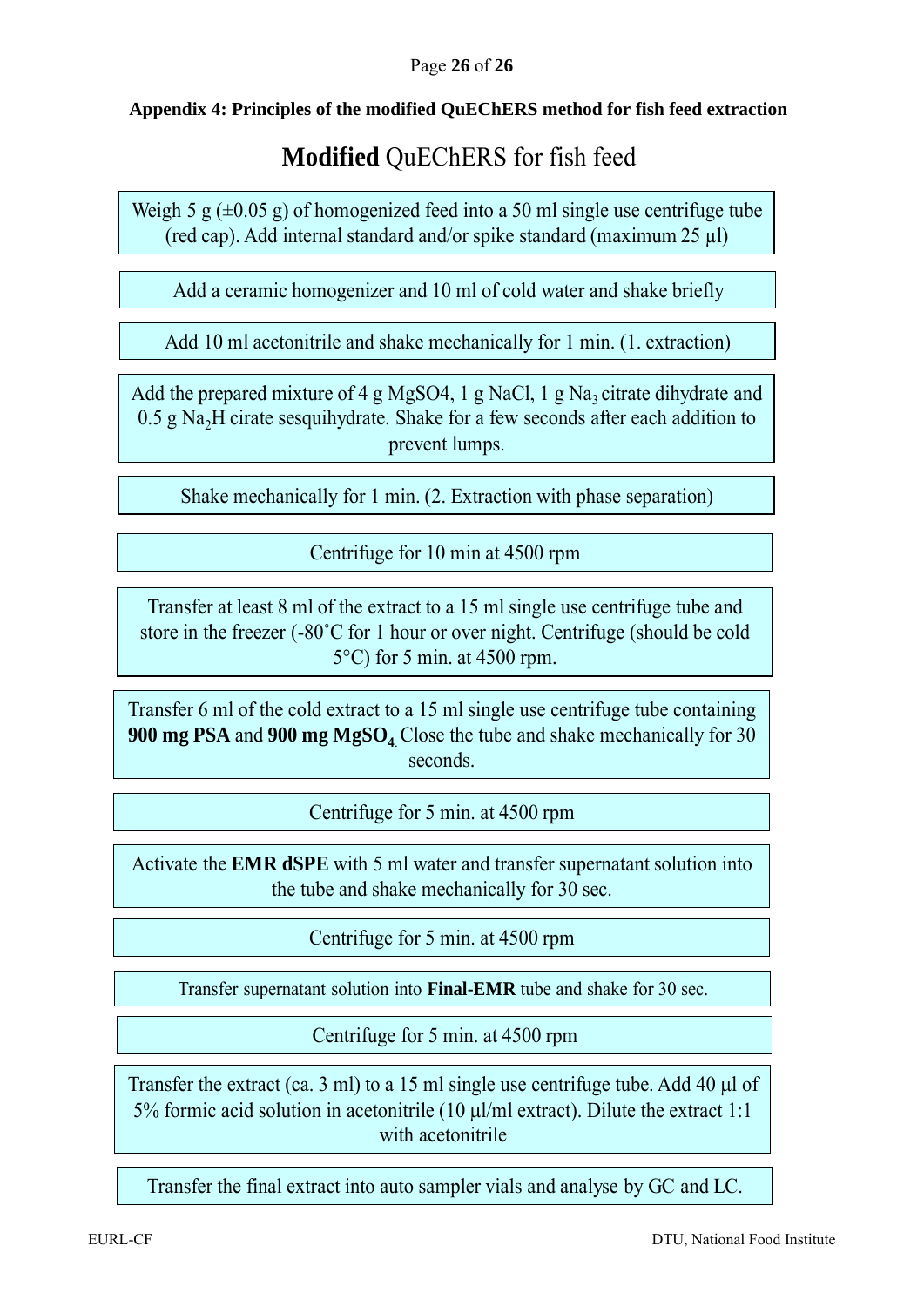## Appendix 4: Principles of the modified QuEChERS method for fish feed extraction

# **Modified** QuEChERS for fish feed

Weigh 5 g (±0.05 g) of homogenized feed into a 50 ml single use centrifuge tube (red cap). Add internal standard and/or spike standard (maximum 25 µl)

Add a ceramic homogenizer and 10 ml of cold water and shake briefly

Add 10 ml acetonitrile and shake mechanically for 1 min. (1. extraction)

Add the prepared mixture of 4 g MgSO4, 1 g NaCl, 1 g $Na_3$ citrate dihydrate and 0.5 g $Na_2H$ cirate sesquihydrate. Shake for a few seconds after each addition to prevent lumps.

Shake mechanically for 1 min. (2. Extraction with phase separation)

Centrifuge for 10 min at 4500 rpm

Transfer at least 8 ml of the extract to a 15 ml single use centrifuge tube and store in the freezer (-80˚C for 1 hour or over night. Centrifuge (should be cold 5°C) for 5 min. at 4500 rpm.

Transfer 6 ml of the cold extract to a 15 ml single use centrifuge tube containing **900 mg PSA** and **900 mg $MgSO_4$**. Close the tube and shake mechanically for 30 seconds.

Centrifuge for 5 min. at 4500 rpm

Activate the **EMR dSPE** with 5 ml water and transfer supernatant solution into the tube and shake mechanically for 30 sec.

Centrifuge for 5 min. at 4500 rpm

Transfer supernatant solution into **Final-EMR** tube and shake for 30 sec.

Centrifuge for 5 min. at 4500 rpm

Transfer the extract (ca. 3 ml) to a 15 ml single use centrifuge tube. Add 40 µl of 5% formic acid solution in acetonitrile (10 µl/ml extract). Dilute the extract 1:1 with acetonitrile

Transfer the final extract into auto sampler vials and analyse by GC and LC.